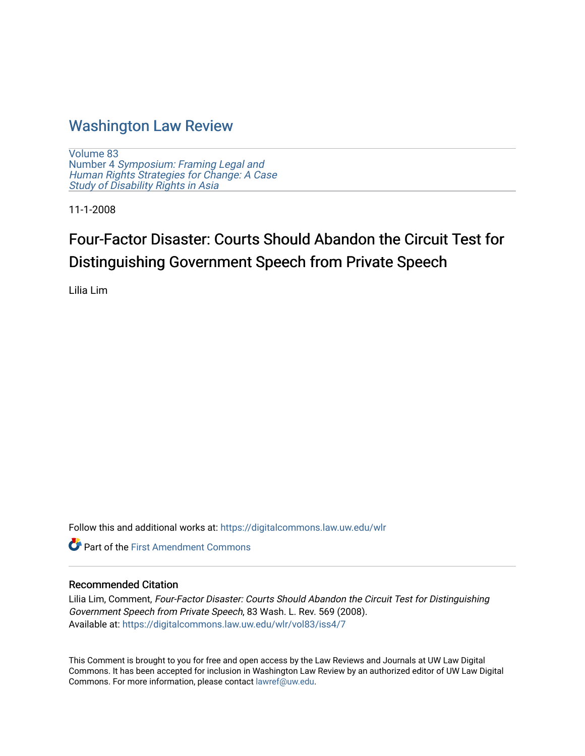# Washington Law Review

Volume 83
Number 4 *Symposium: Framing Legal and Human Rights Strategies for Change: A Case Study of Disability Rights in Asia*

11-1-2008

## Four-Factor Disaster: Courts Should Abandon the Circuit Test for Distinguishing Government Speech from Private Speech

Lilia Lim

Follow this and additional works at: https://digitalcommons.law.uw.edu/wlr

Part of the First Amendment Commons

### Recommended Citation

Lilia Lim, Comment, *Four-Factor Disaster: Courts Should Abandon the Circuit Test for Distinguishing Government Speech from Private Speech*, 83 Wash. L. Rev. 569 (2008).
Available at: https://digitalcommons.law.uw.edu/wlr/vol83/iss4/7

This Comment is brought to you for free and open access by the Law Reviews and Journals at UW Law Digital Commons. It has been accepted for inclusion in Washington Law Review by an authorized editor of UW Law Digital Commons. For more information, please contact lawref@uw.edu.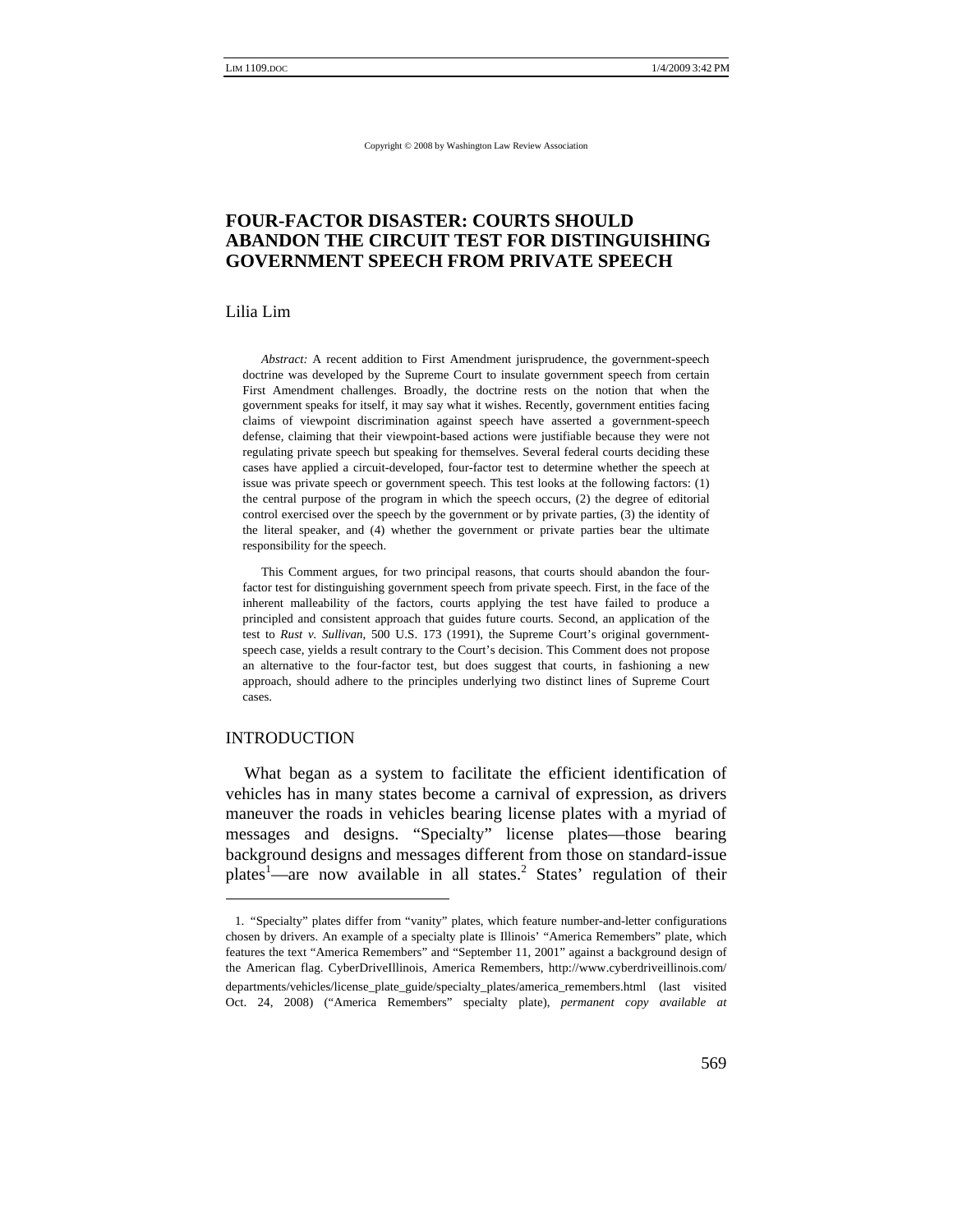Copyright © 2008 by Washington Law Review Association

# FOUR-FACTOR DISASTER: COURTS SHOULD ABANDON THE CIRCUIT TEST FOR DISTINGUISHING GOVERNMENT SPEECH FROM PRIVATE SPEECH

Lilia Lim

*Abstract:* A recent addition to First Amendment jurisprudence, the government-speech doctrine was developed by the Supreme Court to insulate government speech from certain First Amendment challenges. Broadly, the doctrine rests on the notion that when the government speaks for itself, it may say what it wishes. Recently, government entities facing claims of viewpoint discrimination against speech have asserted a government-speech defense, claiming that their viewpoint-based actions were justifiable because they were not regulating private speech but speaking for themselves. Several federal courts deciding these cases have applied a circuit-developed, four-factor test to determine whether the speech at issue was private speech or government speech. This test looks at the following factors: (1) the central purpose of the program in which the speech occurs, (2) the degree of editorial control exercised over the speech by the government or by private parties, (3) the identity of the literal speaker, and (4) whether the government or private parties bear the ultimate responsibility for the speech.

This Comment argues, for two principal reasons, that courts should abandon the four-factor test for distinguishing government speech from private speech. First, in the face of the inherent malleability of the factors, courts applying the test have failed to produce a principled and consistent approach that guides future courts. Second, an application of the test to *Rust v. Sullivan*, 500 U.S. 173 (1991), the Supreme Court's original government-speech case, yields a result contrary to the Court's decision. This Comment does not propose an alternative to the four-factor test, but does suggest that courts, in fashioning a new approach, should adhere to the principles underlying two distinct lines of Supreme Court cases.

## INTRODUCTION

What began as a system to facilitate the efficient identification of vehicles has in many states become a carnival of expression, as drivers maneuver the roads in vehicles bearing license plates with a myriad of messages and designs. "Specialty" license plates—those bearing background designs and messages different from those on standard-issue plates[1]—are now available in all states.[2] States' regulation of their

1. "Specialty" plates differ from "vanity" plates, which feature number-and-letter configurations chosen by drivers. An example of a specialty plate is Illinois' "America Remembers" plate, which features the text "America Remembers" and "September 11, 2001" against a background design of the American flag. CyberDriveIllinois, America Remembers, http://www.cyberdriveillinois.com/departments/vehicles/license_plate_guide/specialty_plates/america_remembers.html (last visited Oct. 24, 2008) ("America Remembers" specialty plate), *permanent copy available at*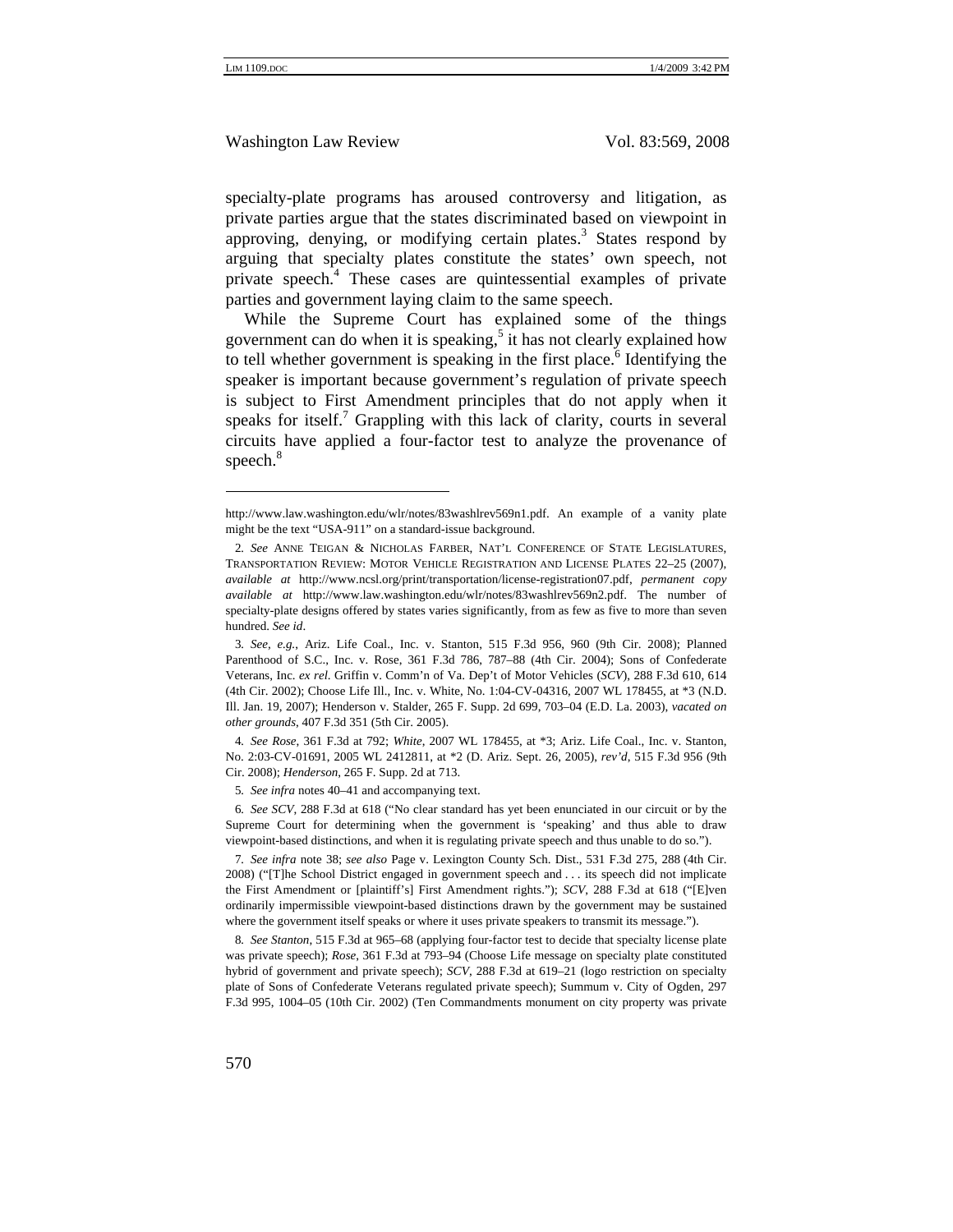specialty-plate programs has aroused controversy and litigation, as private parties argue that the states discriminated based on viewpoint in approving, denying, or modifying certain plates.[3] States respond by arguing that specialty plates constitute the states' own speech, not private speech.[4] These cases are quintessential examples of private parties and government laying claim to the same speech.

While the Supreme Court has explained some of the things government can do when it is speaking,[5] it has not clearly explained how to tell whether government is speaking in the first place.[6] Identifying the speaker is important because government's regulation of private speech is subject to First Amendment principles that do not apply when it speaks for itself.[7] Grappling with this lack of clarity, courts in several circuits have applied a four-factor test to analyze the provenance of speech.[8]

---

http://www.law.washington.edu/wlr/notes/83washlrev569n1.pdf. An example of a vanity plate might be the text "USA-911" on a standard-issue background.

2. *See* ANNE TEIGAN & NICHOLAS FARBER, NAT'L CONFERENCE OF STATE LEGISLATURES, TRANSPORTATION REVIEW: MOTOR VEHICLE REGISTRATION AND LICENSE PLATES 22–25 (2007), *available at* http://www.ncsl.org/print/transportation/license-registration07.pdf, *permanent copy available at* http://www.law.washington.edu/wlr/notes/83washlrev569n2.pdf. The number of specialty-plate designs offered by states varies significantly, from as few as five to more than seven hundred. *See id*.

3. *See, e.g.*, Ariz. Life Coal., Inc. v. Stanton, 515 F.3d 956, 960 (9th Cir. 2008); Planned Parenthood of S.C., Inc. v. Rose, 361 F.3d 786, 787–88 (4th Cir. 2004); Sons of Confederate Veterans, Inc. *ex rel.* Griffin v. Comm'n of Va. Dep't of Motor Vehicles (*SCV*), 288 F.3d 610, 614 (4th Cir. 2002); Choose Life Ill., Inc. v. White, No. 1:04-CV-04316, 2007 WL 178455, at *3 (N.D. Ill. Jan. 19, 2007); Henderson v. Stalder, 265 F. Supp. 2d 699, 703–04 (E.D. La. 2003), *vacated on other grounds*, 407 F.3d 351 (5th Cir. 2005).

4. *See Rose*, 361 F.3d at 792; *White*, 2007 WL 178455, at *3; Ariz. Life Coal., Inc. v. Stanton, No. 2:03-CV-01691, 2005 WL 2412811, at *2 (D. Ariz. Sept. 26, 2005), *rev'd*, 515 F.3d 956 (9th Cir. 2008); *Henderson*, 265 F. Supp. 2d at 713.

5. *See infra* notes 40–41 and accompanying text.

6. *See SCV*, 288 F.3d at 618 ("No clear standard has yet been enunciated in our circuit or by the Supreme Court for determining when the government is 'speaking' and thus able to draw viewpoint-based distinctions, and when it is regulating private speech and thus unable to do so.").

7. *See infra* note 38; *see also* Page v. Lexington County Sch. Dist., 531 F.3d 275, 288 (4th Cir. 2008) ("[T]he School District engaged in government speech and . . . its speech did not implicate the First Amendment or [plaintiff's] First Amendment rights."); *SCV*, 288 F.3d at 618 ("[E]ven ordinarily impermissible viewpoint-based distinctions drawn by the government may be sustained where the government itself speaks or where it uses private speakers to transmit its message.").

8. *See Stanton*, 515 F.3d at 965–68 (applying four-factor test to decide that specialty license plate was private speech); *Rose*, 361 F.3d at 793–94 (Choose Life message on specialty plate constituted hybrid of government and private speech); *SCV*, 288 F.3d at 619–21 (logo restriction on specialty plate of Sons of Confederate Veterans regulated private speech); Summum v. City of Ogden, 297 F.3d 995, 1004–05 (10th Cir. 2002) (Ten Commandments monument on city property was private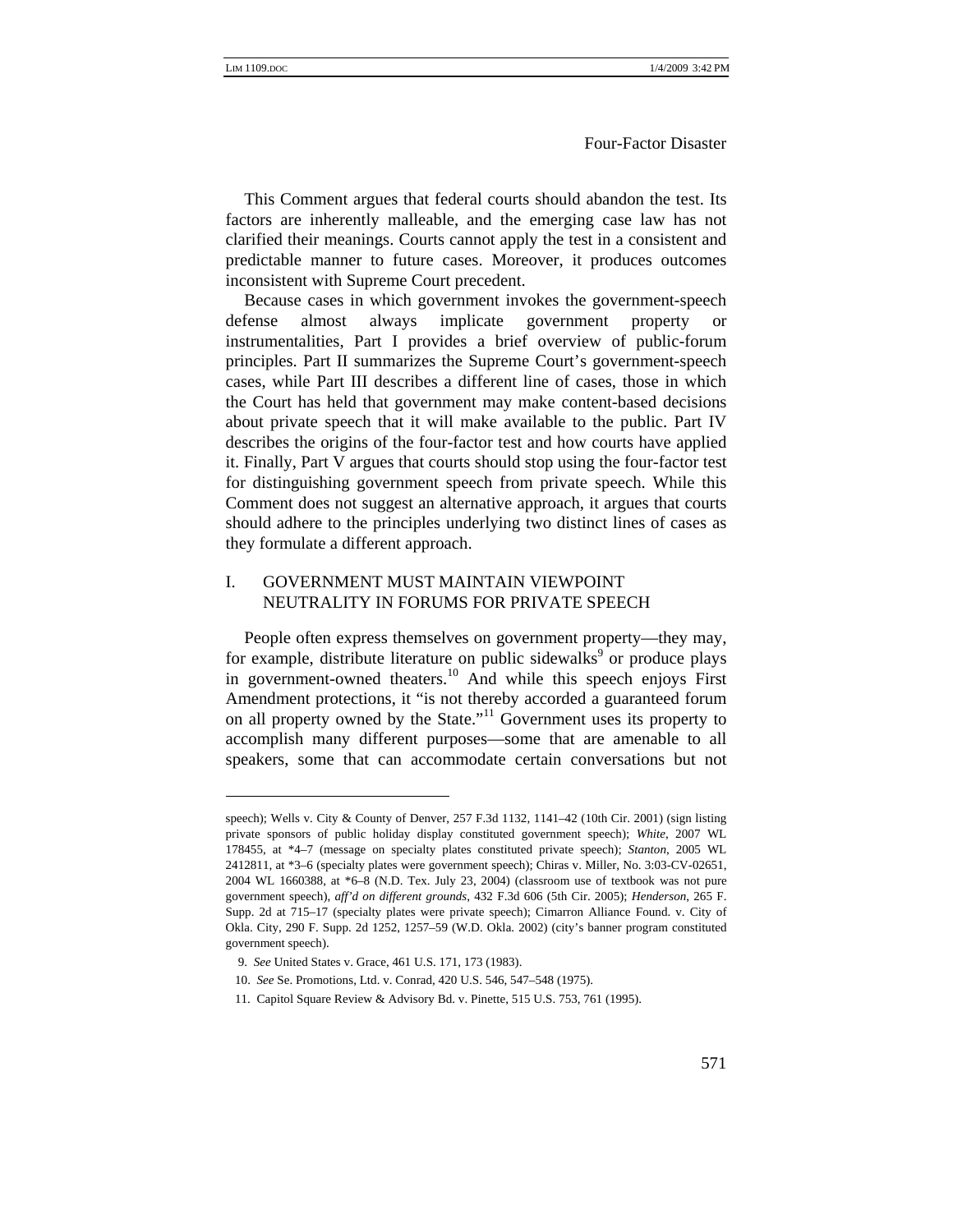This Comment argues that federal courts should abandon the test. Its factors are inherently malleable, and the emerging case law has not clarified their meanings. Courts cannot apply the test in a consistent and predictable manner to future cases. Moreover, it produces outcomes inconsistent with Supreme Court precedent.

Because cases in which government invokes the government-speech defense almost always implicate government property or instrumentalities, Part I provides a brief overview of public-forum principles. Part II summarizes the Supreme Court's government-speech cases, while Part III describes a different line of cases, those in which the Court has held that government may make content-based decisions about private speech that it will make available to the public. Part IV describes the origins of the four-factor test and how courts have applied it. Finally, Part V argues that courts should stop using the four-factor test for distinguishing government speech from private speech. While this Comment does not suggest an alternative approach, it argues that courts should adhere to the principles underlying two distinct lines of cases as they formulate a different approach.

## I. GOVERNMENT MUST MAINTAIN VIEWPOINT NEUTRALITY IN FORUMS FOR PRIVATE SPEECH

People often express themselves on government property—they may, for example, distribute literature on public sidewalks[9] or produce plays in government-owned theaters.[10] And while this speech enjoys First Amendment protections, it "is not thereby accorded a guaranteed forum on all property owned by the State."[11] Government uses its property to accomplish many different purposes—some that are amenable to all speakers, some that can accommodate certain conversations but not

---

speech); Wells v. City & County of Denver, 257 F.3d 1132, 1141–42 (10th Cir. 2001) (sign listing private sponsors of public holiday display constituted government speech); *White*, 2007 WL 178455, at *4–7 (message on specialty plates constituted private speech); *Stanton*, 2005 WL 2412811, at *3–6 (specialty plates were government speech); Chiras v. Miller, No. 3:03-CV-02651, 2004 WL 1660388, at *6–8 (N.D. Tex. July 23, 2004) (classroom use of textbook was not pure government speech), *aff'd on different grounds*, 432 F.3d 606 (5th Cir. 2005); *Henderson*, 265 F. Supp. 2d at 715–17 (specialty plates were private speech); Cimarron Alliance Found. v. City of Okla. City, 290 F. Supp. 2d 1252, 1257–59 (W.D. Okla. 2002) (city's banner program constituted government speech).

9. *See* United States v. Grace, 461 U.S. 171, 173 (1983).

10. *See* Se. Promotions, Ltd. v. Conrad, 420 U.S. 546, 547–548 (1975).

11. Capitol Square Review & Advisory Bd. v. Pinette, 515 U.S. 753, 761 (1995).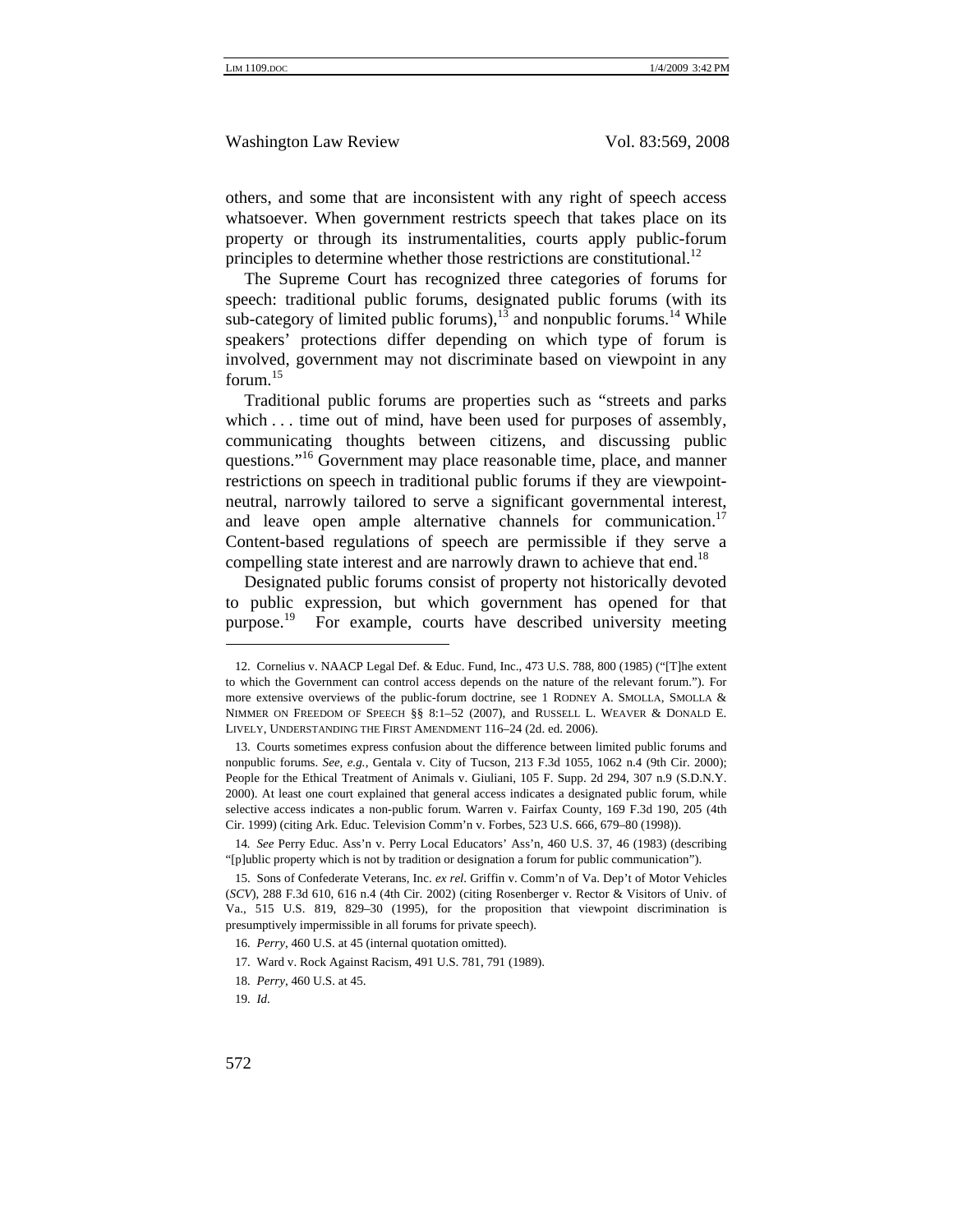others, and some that are inconsistent with any right of speech access whatsoever. When government restricts speech that takes place on its property or through its instrumentalities, courts apply public-forum principles to determine whether those restrictions are constitutional.[12]

The Supreme Court has recognized three categories of forums for speech: traditional public forums, designated public forums (with its sub-category of limited public forums),[13] and nonpublic forums.[14] While speakers' protections differ depending on which type of forum is involved, government may not discriminate based on viewpoint in any forum.[15]

Traditional public forums are properties such as "streets and parks which . . . time out of mind, have been used for purposes of assembly, communicating thoughts between citizens, and discussing public questions."[16] Government may place reasonable time, place, and manner restrictions on speech in traditional public forums if they are viewpoint-neutral, narrowly tailored to serve a significant governmental interest, and leave open ample alternative channels for communication.[17] Content-based regulations of speech are permissible if they serve a compelling state interest and are narrowly drawn to achieve that end.[18]

Designated public forums consist of property not historically devoted to public expression, but which government has opened for that purpose.[19] For example, courts have described university meeting

---

12. Cornelius v. NAACP Legal Def. & Educ. Fund, Inc., 473 U.S. 788, 800 (1985) ("[T]he extent to which the Government can control access depends on the nature of the relevant forum."). For more extensive overviews of the public-forum doctrine, see 1 RODNEY A. SMOLLA, SMOLLA & NIMMER ON FREEDOM OF SPEECH §§ 8:1–52 (2007), and RUSSELL L. WEAVER & DONALD E. LIVELY, UNDERSTANDING THE FIRST AMENDMENT 116–24 (2d. ed. 2006).

13. Courts sometimes express confusion about the difference between limited public forums and nonpublic forums. *See, e.g.*, Gentala v. City of Tucson, 213 F.3d 1055, 1062 n.4 (9th Cir. 2000); People for the Ethical Treatment of Animals v. Giuliani, 105 F. Supp. 2d 294, 307 n.9 (S.D.N.Y. 2000). At least one court explained that general access indicates a designated public forum, while selective access indicates a non-public forum. Warren v. Fairfax County, 169 F.3d 190, 205 (4th Cir. 1999) (citing Ark. Educ. Television Comm'n v. Forbes, 523 U.S. 666, 679–80 (1998)).

14. *See* Perry Educ. Ass'n v. Perry Local Educators' Ass'n, 460 U.S. 37, 46 (1983) (describing "[p]ublic property which is not by tradition or designation a forum for public communication").

15. Sons of Confederate Veterans, Inc. *ex rel*. Griffin v. Comm'n of Va. Dep't of Motor Vehicles (*SCV*), 288 F.3d 610, 616 n.4 (4th Cir. 2002) (citing Rosenberger v. Rector & Visitors of Univ. of Va., 515 U.S. 819, 829–30 (1995), for the proposition that viewpoint discrimination is presumptively impermissible in all forums for private speech).

16. *Perry*, 460 U.S. at 45 (internal quotation omitted).

17. Ward v. Rock Against Racism, 491 U.S. 781, 791 (1989).

18. *Perry*, 460 U.S. at 45.

19. *Id.*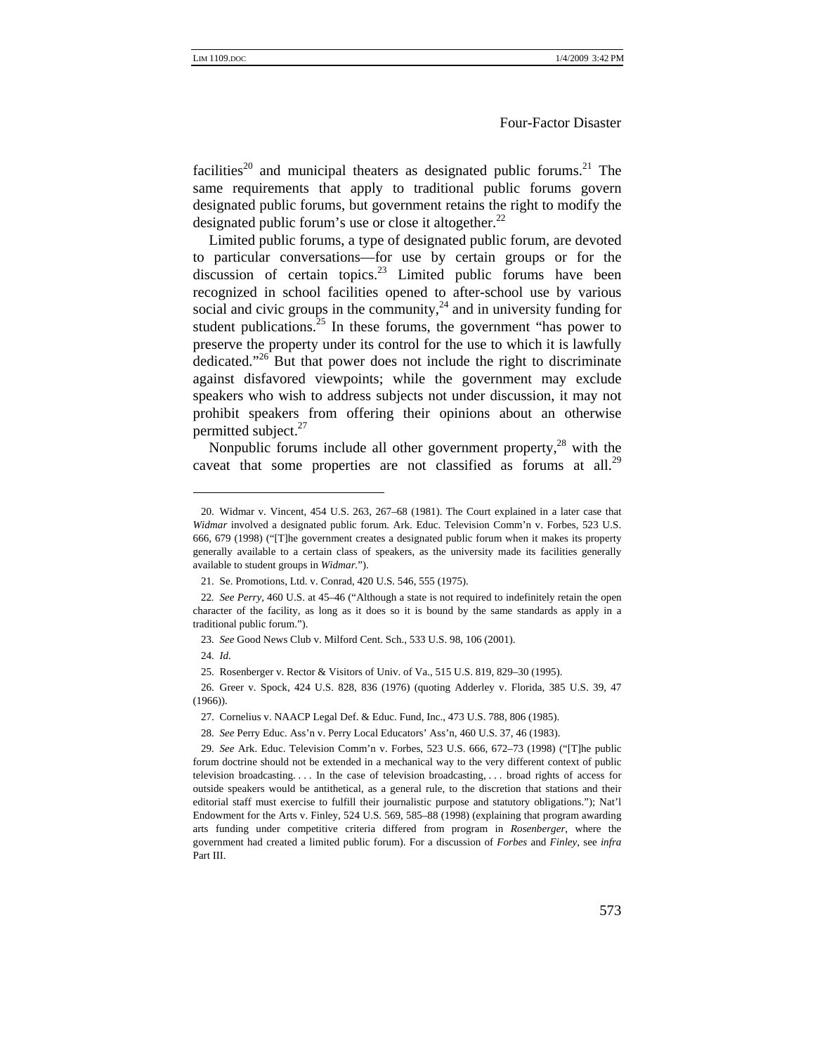facilities[20] and municipal theaters as designated public forums.[21] The same requirements that apply to traditional public forums govern designated public forums, but government retains the right to modify the designated public forum's use or close it altogether.[22]

Limited public forums, a type of designated public forum, are devoted to particular conversations—for use by certain groups or for the discussion of certain topics.[23] Limited public forums have been recognized in school facilities opened to after-school use by various social and civic groups in the community,[24] and in university funding for student publications.[25] In these forums, the government "has power to preserve the property under its control for the use to which it is lawfully dedicated."[26] But that power does not include the right to discriminate against disfavored viewpoints; while the government may exclude speakers who wish to address subjects not under discussion, it may not prohibit speakers from offering their opinions about an otherwise permitted subject.[27]

Nonpublic forums include all other government property,[28] with the caveat that some properties are not classified as forums at all.[29]

---

20. Widmar v. Vincent, 454 U.S. 263, 267–68 (1981). The Court explained in a later case that *Widmar* involved a designated public forum. Ark. Educ. Television Comm'n v. Forbes, 523 U.S. 666, 679 (1998) ("[T]he government creates a designated public forum when it makes its property generally available to a certain class of speakers, as the university made its facilities generally available to student groups in *Widmar*.").

21. Se. Promotions, Ltd. v. Conrad, 420 U.S. 546, 555 (1975).

22. *See Perry*, 460 U.S. at 45–46 ("Although a state is not required to indefinitely retain the open character of the facility, as long as it does so it is bound by the same standards as apply in a traditional public forum.").

23. *See* Good News Club v. Milford Cent. Sch., 533 U.S. 98, 106 (2001).

24. *Id.*

25. Rosenberger v. Rector & Visitors of Univ. of Va., 515 U.S. 819, 829–30 (1995).

26. Greer v. Spock, 424 U.S. 828, 836 (1976) (quoting Adderley v. Florida, 385 U.S. 39, 47 (1966)).

27. Cornelius v. NAACP Legal Def. & Educ. Fund, Inc., 473 U.S. 788, 806 (1985).

28. *See* Perry Educ. Ass'n v. Perry Local Educators' Ass'n, 460 U.S. 37, 46 (1983).

29. *See* Ark. Educ. Television Comm'n v. Forbes, 523 U.S. 666, 672–73 (1998) ("[T]he public forum doctrine should not be extended in a mechanical way to the very different context of public television broadcasting. . . . In the case of television broadcasting, . . . broad rights of access for outside speakers would be antithetical, as a general rule, to the discretion that stations and their editorial staff must exercise to fulfill their journalistic purpose and statutory obligations."); Nat'l Endowment for the Arts v. Finley, 524 U.S. 569, 585–88 (1998) (explaining that program awarding arts funding under competitive criteria differed from program in *Rosenberger*, where the government had created a limited public forum). For a discussion of *Forbes* and *Finley*, see *infra* Part III.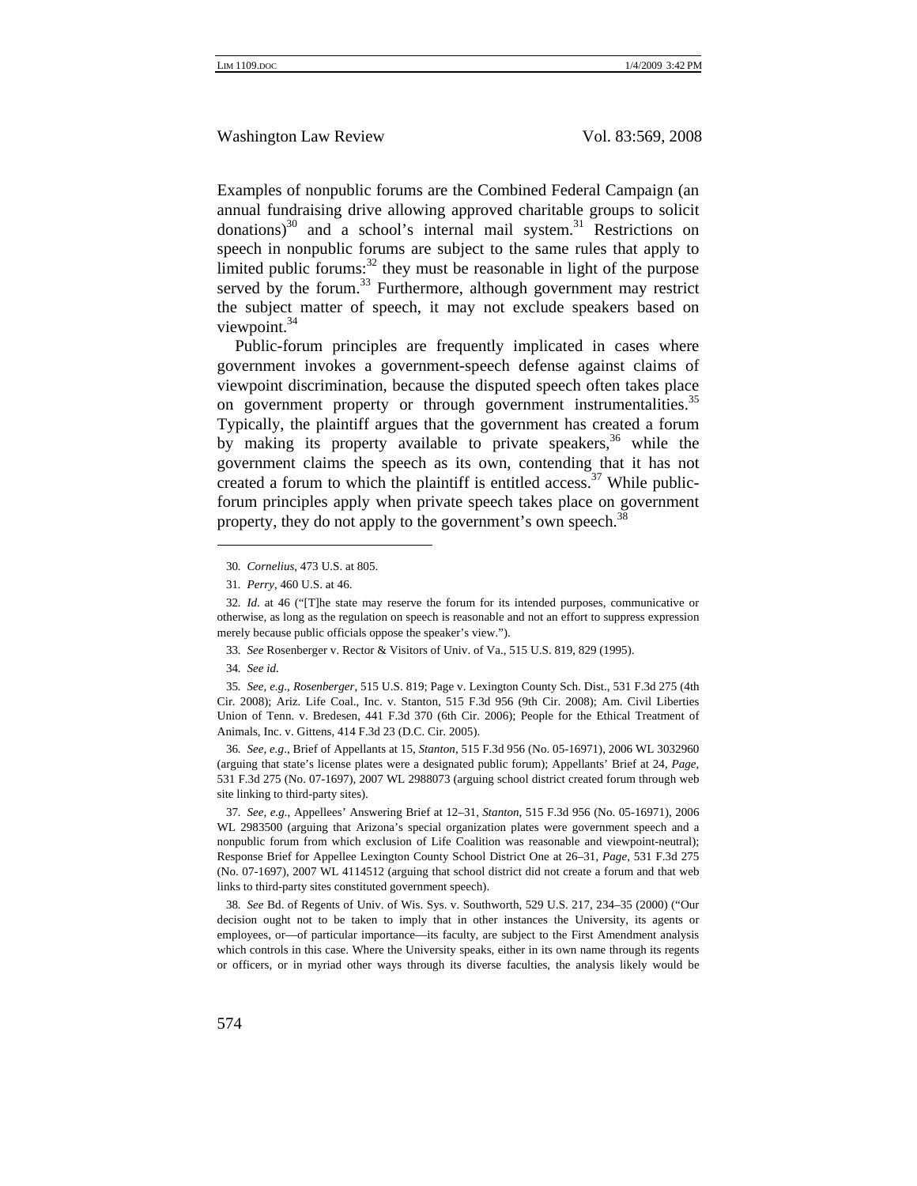Examples of nonpublic forums are the Combined Federal Campaign (an annual fundraising drive allowing approved charitable groups to solicit donations)[30] and a school's internal mail system.[31] Restrictions on speech in nonpublic forums are subject to the same rules that apply to limited public forums:[32] they must be reasonable in light of the purpose served by the forum.[33] Furthermore, although government may restrict the subject matter of speech, it may not exclude speakers based on viewpoint.[34]

Public-forum principles are frequently implicated in cases where government invokes a government-speech defense against claims of viewpoint discrimination, because the disputed speech often takes place on government property or through government instrumentalities.[35] Typically, the plaintiff argues that the government has created a forum by making its property available to private speakers,[36] while the government claims the speech as its own, contending that it has not created a forum to which the plaintiff is entitled access.[37] While public-forum principles apply when private speech takes place on government property, they do not apply to the government's own speech.[38]

---

30. *Cornelius*, 473 U.S. at 805.

31. *Perry*, 460 U.S. at 46.

32. *Id.* at 46 ("[T]he state may reserve the forum for its intended purposes, communicative or otherwise, as long as the regulation on speech is reasonable and not an effort to suppress expression merely because public officials oppose the speaker's view.").

33. *See* Rosenberger v. Rector & Visitors of Univ. of Va., 515 U.S. 819, 829 (1995).

34. *See id.*

35. *See, e.g.*, *Rosenberger*, 515 U.S. 819; Page v. Lexington County Sch. Dist., 531 F.3d 275 (4th Cir. 2008); Ariz. Life Coal., Inc. v. Stanton, 515 F.3d 956 (9th Cir. 2008); Am. Civil Liberties Union of Tenn. v. Bredesen, 441 F.3d 370 (6th Cir. 2006); People for the Ethical Treatment of Animals, Inc. v. Gittens, 414 F.3d 23 (D.C. Cir. 2005).

36. *See, e.g.*, Brief of Appellants at 15, *Stanton*, 515 F.3d 956 (No. 05-16971), 2006 WL 3032960 (arguing that state's license plates were a designated public forum); Appellants' Brief at 24, *Page*, 531 F.3d 275 (No. 07-1697), 2007 WL 2988073 (arguing school district created forum through web site linking to third-party sites).

37. *See, e.g.*, Appellees' Answering Brief at 12–31, *Stanton*, 515 F.3d 956 (No. 05-16971), 2006 WL 2983500 (arguing that Arizona's special organization plates were government speech and a nonpublic forum from which exclusion of Life Coalition was reasonable and viewpoint-neutral); Response Brief for Appellee Lexington County School District One at 26–31, *Page*, 531 F.3d 275 (No. 07-1697), 2007 WL 4114512 (arguing that school district did not create a forum and that web links to third-party sites constituted government speech).

38. *See* Bd. of Regents of Univ. of Wis. Sys. v. Southworth, 529 U.S. 217, 234–35 (2000) ("Our decision ought not to be taken to imply that in other instances the University, its agents or employees, or—of particular importance—its faculty, are subject to the First Amendment analysis which controls in this case. Where the University speaks, either in its own name through its regents or officers, or in myriad other ways through its diverse faculties, the analysis likely would be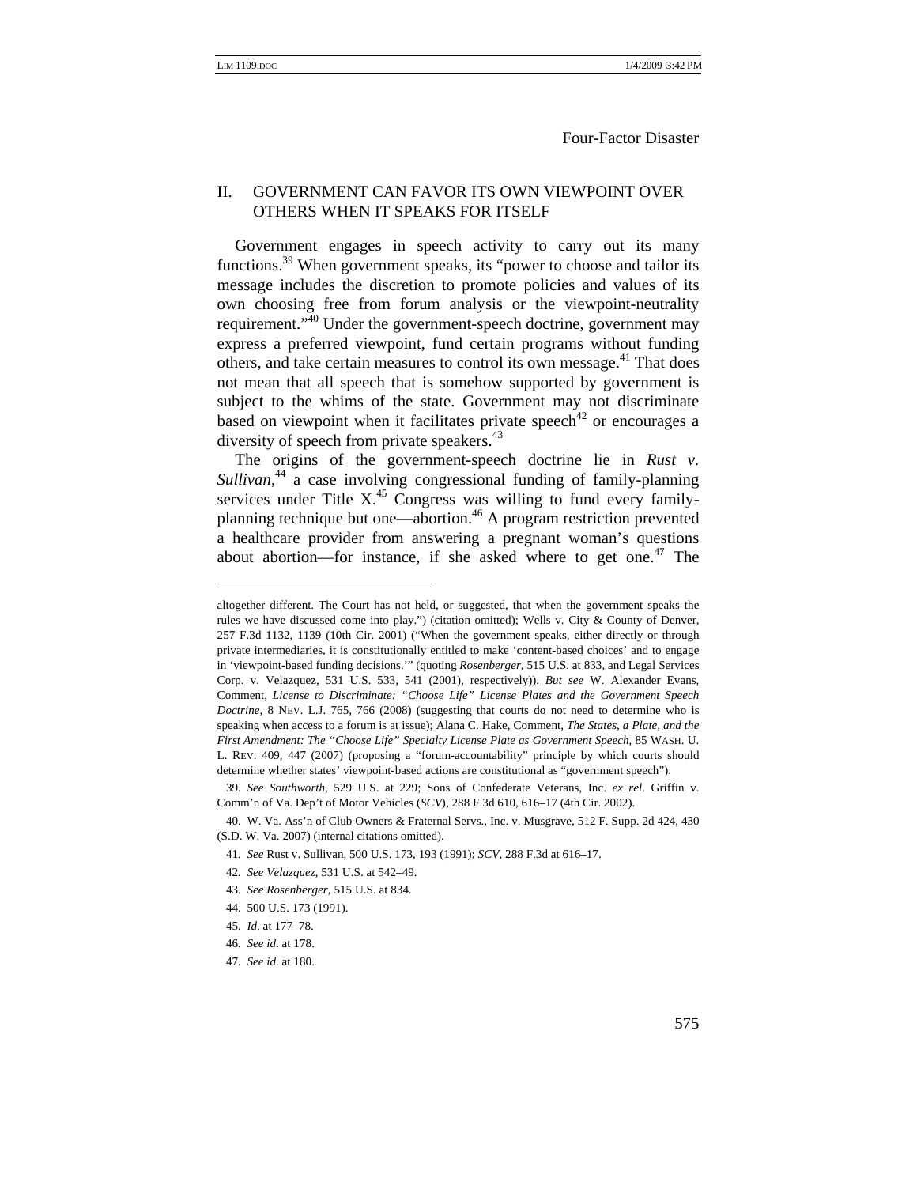## II. GOVERNMENT CAN FAVOR ITS OWN VIEWPOINT OVER OTHERS WHEN IT SPEAKS FOR ITSELF

Government engages in speech activity to carry out its many functions.[39] When government speaks, its "power to choose and tailor its message includes the discretion to promote policies and values of its own choosing free from forum analysis or the viewpoint-neutrality requirement."[40] Under the government-speech doctrine, government may express a preferred viewpoint, fund certain programs without funding others, and take certain measures to control its own message.[41] That does not mean that all speech that is somehow supported by government is subject to the whims of the state. Government may not discriminate based on viewpoint when it facilitates private speech[42] or encourages a diversity of speech from private speakers.[43]

The origins of the government-speech doctrine lie in *Rust v. Sullivan*,[44] a case involving congressional funding of family-planning services under Title X.[45] Congress was willing to fund every family-planning technique but one—abortion.[46] A program restriction prevented a healthcare provider from answering a pregnant woman's questions about abortion—for instance, if she asked where to get one.[47] The

---

altogether different. The Court has not held, or suggested, that when the government speaks the rules we have discussed come into play.") (citation omitted); Wells v. City & County of Denver, 257 F.3d 1132, 1139 (10th Cir. 2001) ("When the government speaks, either directly or through private intermediaries, it is constitutionally entitled to make 'content-based choices' and to engage in 'viewpoint-based funding decisions.'" (quoting *Rosenberger*, 515 U.S. at 833, and Legal Services Corp. v. Velazquez, 531 U.S. 533, 541 (2001), respectively)). *But see* W. Alexander Evans, Comment, *License to Discriminate: "Choose Life" License Plates and the Government Speech Doctrine*, 8 NEV. L.J. 765, 766 (2008) (suggesting that courts do not need to determine who is speaking when access to a forum is at issue); Alana C. Hake, Comment, *The States, a Plate, and the First Amendment: The "Choose Life" Specialty License Plate as Government Speech*, 85 WASH. U. L. REV. 409, 447 (2007) (proposing a "forum-accountability" principle by which courts should determine whether states' viewpoint-based actions are constitutional as "government speech").

39. *See Southworth*, 529 U.S. at 229; Sons of Confederate Veterans, Inc. *ex rel*. Griffin v. Comm'n of Va. Dep't of Motor Vehicles (*SCV*), 288 F.3d 610, 616–17 (4th Cir. 2002).

40. W. Va. Ass'n of Club Owners & Fraternal Servs., Inc. v. Musgrave, 512 F. Supp. 2d 424, 430 (S.D. W. Va. 2007) (internal citations omitted).

41. *See* Rust v. Sullivan, 500 U.S. 173, 193 (1991); *SCV*, 288 F.3d at 616–17.

42. *See Velazquez*, 531 U.S. at 542–49.

43. *See Rosenberger*, 515 U.S. at 834.

44. 500 U.S. 173 (1991).

45. *Id*. at 177–78.

46. *See id*. at 178.

47. *See id*. at 180.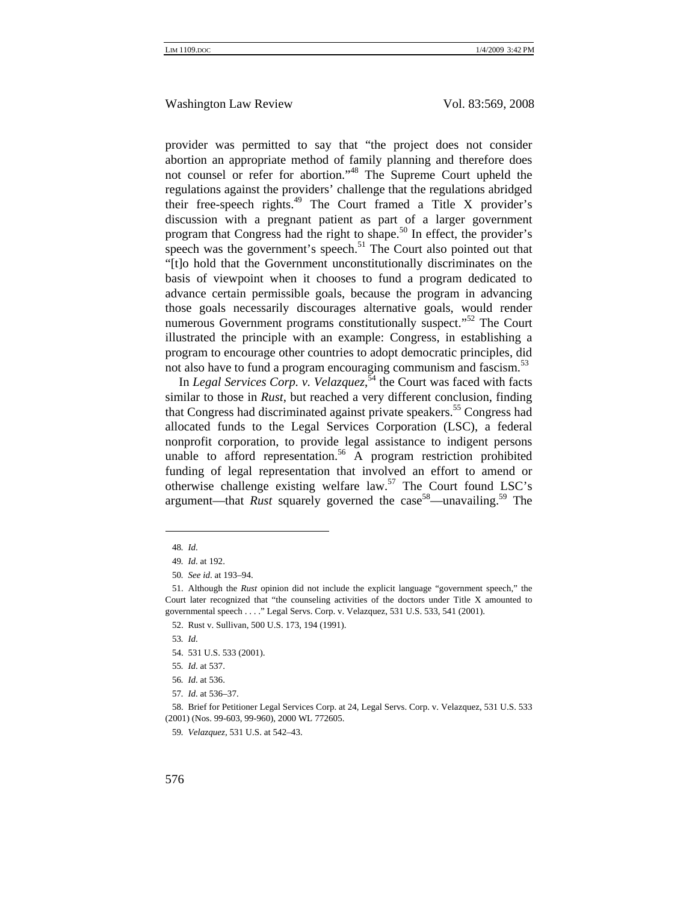provider was permitted to say that "the project does not consider abortion an appropriate method of family planning and therefore does not counsel or refer for abortion."[48] The Supreme Court upheld the regulations against the providers' challenge that the regulations abridged their free-speech rights.[49] The Court framed a Title X provider's discussion with a pregnant patient as part of a larger government program that Congress had the right to shape.[50] In effect, the provider's speech was the government's speech.[51] The Court also pointed out that "[t]o hold that the Government unconstitutionally discriminates on the basis of viewpoint when it chooses to fund a program dedicated to advance certain permissible goals, because the program in advancing those goals necessarily discourages alternative goals, would render numerous Government programs constitutionally suspect."[52] The Court illustrated the principle with an example: Congress, in establishing a program to encourage other countries to adopt democratic principles, did not also have to fund a program encouraging communism and fascism.[53]

In *Legal Services Corp. v. Velazquez*,[54] the Court was faced with facts similar to those in *Rust*, but reached a very different conclusion, finding that Congress had discriminated against private speakers.[55] Congress had allocated funds to the Legal Services Corporation (LSC), a federal nonprofit corporation, to provide legal assistance to indigent persons unable to afford representation.[56] A program restriction prohibited funding of legal representation that involved an effort to amend or otherwise challenge existing welfare law.[57] The Court found LSC's argument—that *Rust* squarely governed the case[58]—unavailing.[59] The

---

48. *Id*.

49. *Id*. at 192.

50. *See id*. at 193–94.

51. Although the *Rust* opinion did not include the explicit language "government speech," the Court later recognized that "the counseling activities of the doctors under Title X amounted to governmental speech . . . ." Legal Servs. Corp. v. Velazquez, 531 U.S. 533, 541 (2001).

52. Rust v. Sullivan, 500 U.S. 173, 194 (1991).

53. *Id*.

54. 531 U.S. 533 (2001).

55. *Id*. at 537.

56. *Id*. at 536.

57. *Id*. at 536–37.

58. Brief for Petitioner Legal Services Corp. at 24, Legal Servs. Corp. v. Velazquez, 531 U.S. 533 (2001) (Nos. 99-603, 99-960), 2000 WL 772605.

59. *Velazquez*, 531 U.S. at 542–43.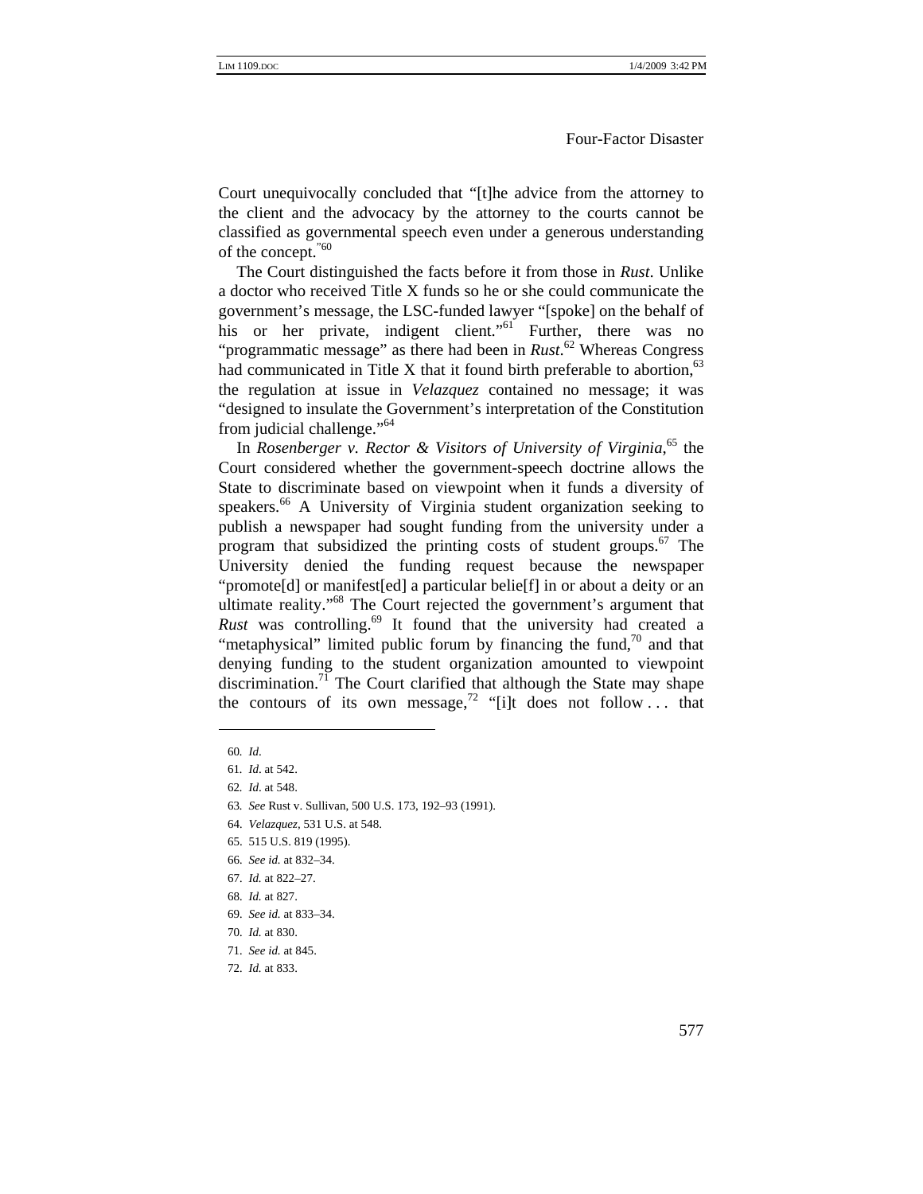Court unequivocally concluded that "[t]he advice from the attorney to the client and the advocacy by the attorney to the courts cannot be classified as governmental speech even under a generous understanding of the concept."[60]

The Court distinguished the facts before it from those in *Rust*. Unlike a doctor who received Title X funds so he or she could communicate the government's message, the LSC-funded lawyer "[spoke] on the behalf of his or her private, indigent client."[61] Further, there was no "programmatic message" as there had been in *Rust*.[62] Whereas Congress had communicated in Title X that it found birth preferable to abortion,[63] the regulation at issue in *Velazquez* contained no message; it was "designed to insulate the Government's interpretation of the Constitution from judicial challenge."[64]

In *Rosenberger v. Rector & Visitors of University of Virginia*,[65] the Court considered whether the government-speech doctrine allows the State to discriminate based on viewpoint when it funds a diversity of speakers.[66] A University of Virginia student organization seeking to publish a newspaper had sought funding from the university under a program that subsidized the printing costs of student groups.[67] The University denied the funding request because the newspaper "promote[d] or manifest[ed] a particular belie[f] in or about a deity or an ultimate reality."[68] The Court rejected the government's argument that *Rust* was controlling.[69] It found that the university had created a "metaphysical" limited public forum by financing the fund,[70] and that denying funding to the student organization amounted to viewpoint discrimination.[71] The Court clarified that although the State may shape the contours of its own message,[72] "[i]t does not follow . . . that

---

60. *Id*.

61. *Id*. at 542.

62. *Id*. at 548.

63. *See* Rust v. Sullivan, 500 U.S. 173, 192–93 (1991).

64. *Velazquez*, 531 U.S. at 548.

65. 515 U.S. 819 (1995).

66. *See id.* at 832–34.

67. *Id.* at 822–27.

68. *Id.* at 827.

69. *See id.* at 833–34.

70. *Id.* at 830.

71. *See id.* at 845.

72. *Id.* at 833.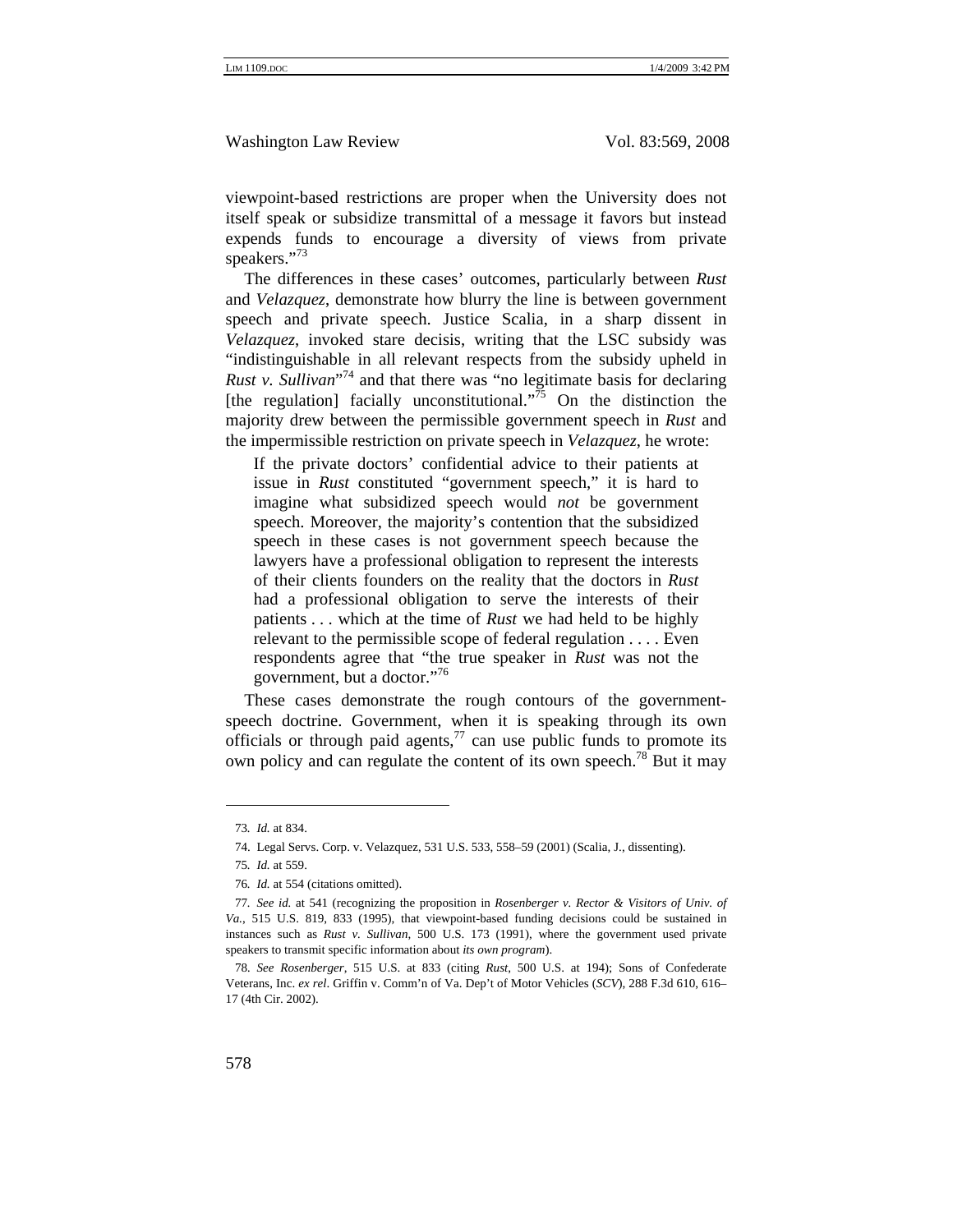viewpoint-based restrictions are proper when the University does not itself speak or subsidize transmittal of a message it favors but instead expends funds to encourage a diversity of views from private speakers."[73]

The differences in these cases' outcomes, particularly between *Rust* and *Velazquez*, demonstrate how blurry the line is between government speech and private speech. Justice Scalia, in a sharp dissent in *Velazquez*, invoked stare decisis, writing that the LSC subsidy was "indistinguishable in all relevant respects from the subsidy upheld in *Rust v. Sullivan*"[74] and that there was "no legitimate basis for declaring [the regulation] facially unconstitutional."[75] On the distinction the majority drew between the permissible government speech in *Rust* and the impermissible restriction on private speech in *Velazquez*, he wrote:

> If the private doctors' confidential advice to their patients at issue in *Rust* constituted "government speech," it is hard to imagine what subsidized speech would *not* be government speech. Moreover, the majority's contention that the subsidized speech in these cases is not government speech because the lawyers have a professional obligation to represent the interests of their clients founders on the reality that the doctors in *Rust* had a professional obligation to serve the interests of their patients . . . which at the time of *Rust* we had held to be highly relevant to the permissible scope of federal regulation . . . . Even respondents agree that "the true speaker in *Rust* was not the government, but a doctor."[76]

These cases demonstrate the rough contours of the government-speech doctrine. Government, when it is speaking through its own officials or through paid agents,[77] can use public funds to promote its own policy and can regulate the content of its own speech.[78] But it may

---

73. *Id.* at 834.

74. Legal Servs. Corp. v. Velazquez, 531 U.S. 533, 558–59 (2001) (Scalia, J., dissenting).

75. *Id.* at 559.

76. *Id.* at 554 (citations omitted).

77. *See id.* at 541 (recognizing the proposition in *Rosenberger v. Rector & Visitors of Univ. of Va.*, 515 U.S. 819, 833 (1995), that viewpoint-based funding decisions could be sustained in instances such as *Rust v. Sullivan*, 500 U.S. 173 (1991), where the government used private speakers to transmit specific information about *its own program*).

78. *See Rosenberger*, 515 U.S. at 833 (citing *Rust*, 500 U.S. at 194); Sons of Confederate Veterans, Inc. *ex rel*. Griffin v. Comm'n of Va. Dep't of Motor Vehicles (*SCV*), 288 F.3d 610, 616–17 (4th Cir. 2002).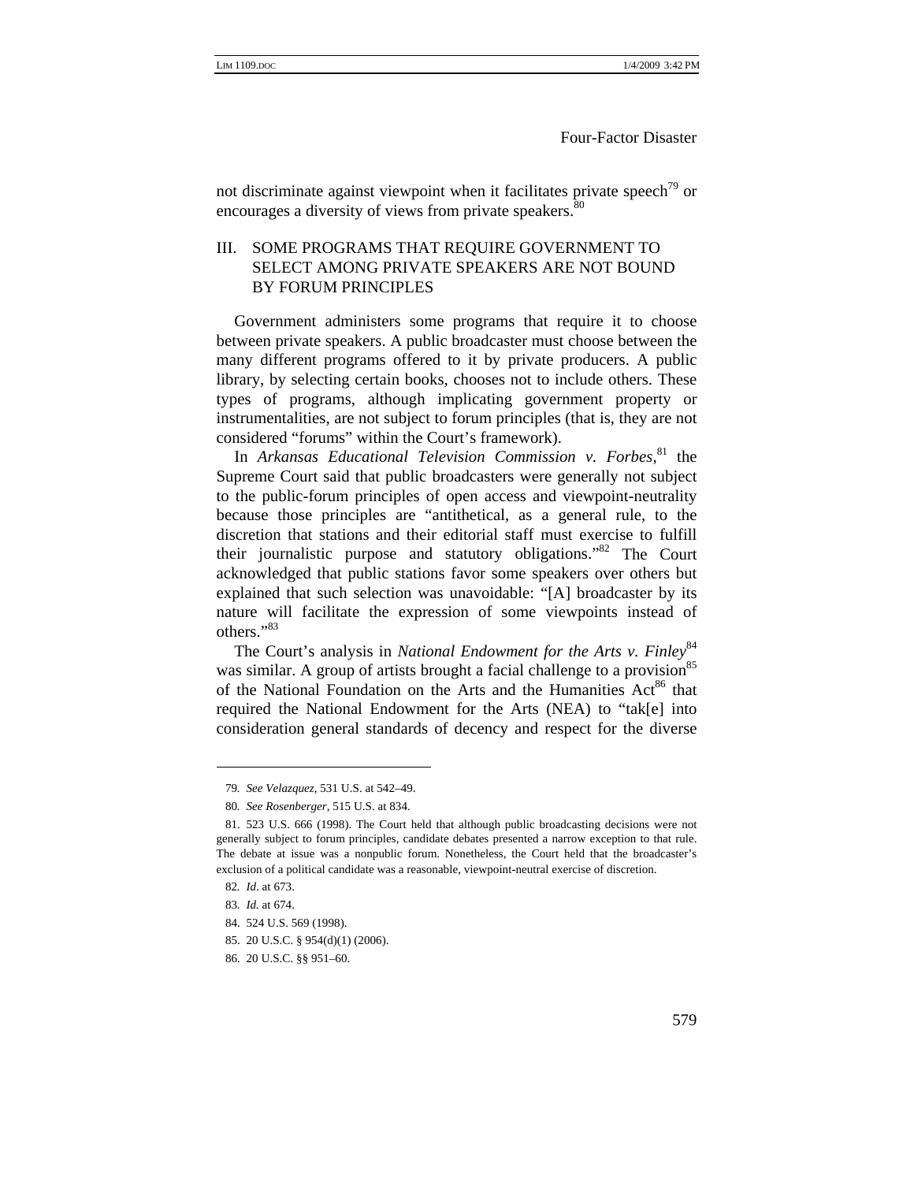not discriminate against viewpoint when it facilitates private speech[79] or encourages a diversity of views from private speakers.[80]

## III. SOME PROGRAMS THAT REQUIRE GOVERNMENT TO SELECT AMONG PRIVATE SPEAKERS ARE NOT BOUND BY FORUM PRINCIPLES

Government administers some programs that require it to choose between private speakers. A public broadcaster must choose between the many different programs offered to it by private producers. A public library, by selecting certain books, chooses not to include others. These types of programs, although implicating government property or instrumentalities, are not subject to forum principles (that is, they are not considered "forums" within the Court's framework).

In *Arkansas Educational Television Commission v. Forbes*,[81] the Supreme Court said that public broadcasters were generally not subject to the public-forum principles of open access and viewpoint-neutrality because those principles are "antithetical, as a general rule, to the discretion that stations and their editorial staff must exercise to fulfill their journalistic purpose and statutory obligations."[82] The Court acknowledged that public stations favor some speakers over others but explained that such selection was unavoidable: "[A] broadcaster by its nature will facilitate the expression of some viewpoints instead of others."[83]

The Court's analysis in *National Endowment for the Arts v. Finley*[84] was similar. A group of artists brought a facial challenge to a provision[85] of the National Foundation on the Arts and the Humanities Act[86] that required the National Endowment for the Arts (NEA) to "tak[e] into consideration general standards of decency and respect for the diverse

---

79. *See Velazquez*, 531 U.S. at 542–49.

80. *See Rosenberger*, 515 U.S. at 834.

81. 523 U.S. 666 (1998). The Court held that although public broadcasting decisions were not generally subject to forum principles, candidate debates presented a narrow exception to that rule. The debate at issue was a nonpublic forum. Nonetheless, the Court held that the broadcaster's exclusion of a political candidate was a reasonable, viewpoint-neutral exercise of discretion.

82. *Id.* at 673.

83. *Id.* at 674.

84. 524 U.S. 569 (1998).

85. 20 U.S.C. § 954(d)(1) (2006).

86. 20 U.S.C. §§ 951–60.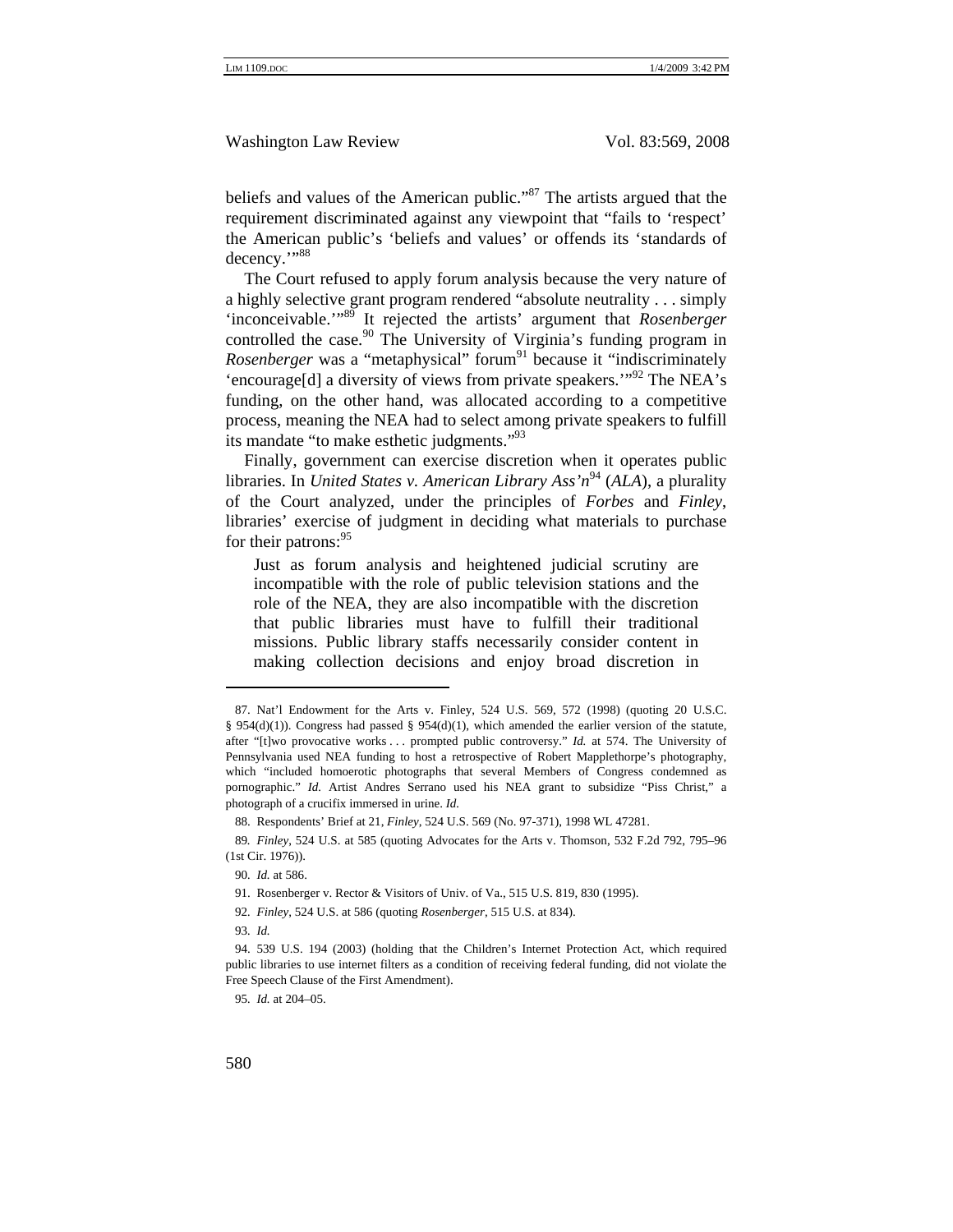beliefs and values of the American public."[87] The artists argued that the requirement discriminated against any viewpoint that "fails to 'respect' the American public's 'beliefs and values' or offends its 'standards of decency.'"[88]

The Court refused to apply forum analysis because the very nature of a highly selective grant program rendered "absolute neutrality . . . simply 'inconceivable.'"[89] It rejected the artists' argument that *Rosenberger* controlled the case.[90] The University of Virginia's funding program in *Rosenberger* was a "metaphysical" forum[91] because it "indiscriminately 'encourage[d] a diversity of views from private speakers.'"[92] The NEA's funding, on the other hand, was allocated according to a competitive process, meaning the NEA had to select among private speakers to fulfill its mandate "to make esthetic judgments."[93]

Finally, government can exercise discretion when it operates public libraries. In *United States v. American Library Ass'n*[94] (*ALA*), a plurality of the Court analyzed, under the principles of *Forbes* and *Finley*, libraries' exercise of judgment in deciding what materials to purchase for their patrons:[95]

> Just as forum analysis and heightened judicial scrutiny are incompatible with the role of public television stations and the role of the NEA, they are also incompatible with the discretion that public libraries must have to fulfill their traditional missions. Public library staffs necessarily consider content in making collection decisions and enjoy broad discretion in

---

87. Nat'l Endowment for the Arts v. Finley, 524 U.S. 569, 572 (1998) (quoting 20 U.S.C. § 954(d)(1)). Congress had passed § 954(d)(1), which amended the earlier version of the statute, after "[t]wo provocative works . . . prompted public controversy." *Id.* at 574. The University of Pennsylvania used NEA funding to host a retrospective of Robert Mapplethorpe's photography, which "included homoerotic photographs that several Members of Congress condemned as pornographic." *Id.* Artist Andres Serrano used his NEA grant to subsidize "Piss Christ," a photograph of a crucifix immersed in urine. *Id.*

88. Respondents' Brief at 21, *Finley*, 524 U.S. 569 (No. 97-371), 1998 WL 47281.

89. *Finley*, 524 U.S. at 585 (quoting Advocates for the Arts v. Thomson, 532 F.2d 792, 795–96 (1st Cir. 1976)).

90. *Id.* at 586.

91. Rosenberger v. Rector & Visitors of Univ. of Va., 515 U.S. 819, 830 (1995).

92. *Finley*, 524 U.S. at 586 (quoting *Rosenberger*, 515 U.S. at 834).

93. *Id.*

94. 539 U.S. 194 (2003) (holding that the Children's Internet Protection Act, which required public libraries to use internet filters as a condition of receiving federal funding, did not violate the Free Speech Clause of the First Amendment).

95. *Id.* at 204–05.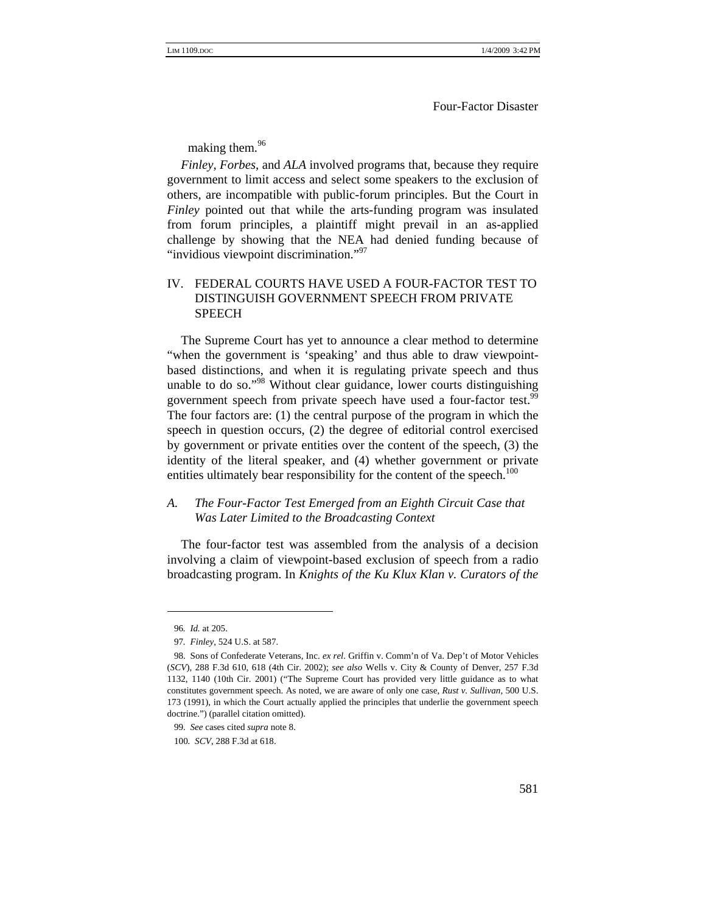making them.[96]

*Finley*, *Forbes*, and *ALA* involved programs that, because they require government to limit access and select some speakers to the exclusion of others, are incompatible with public-forum principles. But the Court in *Finley* pointed out that while the arts-funding program was insulated from forum principles, a plaintiff might prevail in an as-applied challenge by showing that the NEA had denied funding because of "invidious viewpoint discrimination."[97]

## IV. FEDERAL COURTS HAVE USED A FOUR-FACTOR TEST TO DISTINGUISH GOVERNMENT SPEECH FROM PRIVATE SPEECH

The Supreme Court has yet to announce a clear method to determine "when the government is 'speaking' and thus able to draw viewpoint-based distinctions, and when it is regulating private speech and thus unable to do so."[98] Without clear guidance, lower courts distinguishing government speech from private speech have used a four-factor test.[99] The four factors are: (1) the central purpose of the program in which the speech in question occurs, (2) the degree of editorial control exercised by government or private entities over the content of the speech, (3) the identity of the literal speaker, and (4) whether government or private entities ultimately bear responsibility for the content of the speech.[100]

### *A. The Four-Factor Test Emerged from an Eighth Circuit Case that Was Later Limited to the Broadcasting Context*

The four-factor test was assembled from the analysis of a decision involving a claim of viewpoint-based exclusion of speech from a radio broadcasting program. In *Knights of the Ku Klux Klan v. Curators of the*

---

96. *Id.* at 205.

97. *Finley*, 524 U.S. at 587.

98. Sons of Confederate Veterans, Inc. *ex rel*. Griffin v. Comm'n of Va. Dep't of Motor Vehicles (*SCV*), 288 F.3d 610, 618 (4th Cir. 2002); *see also* Wells v. City & County of Denver, 257 F.3d 1132, 1140 (10th Cir. 2001) ("The Supreme Court has provided very little guidance as to what constitutes government speech. As noted, we are aware of only one case, *Rust v. Sullivan*, 500 U.S. 173 (1991), in which the Court actually applied the principles that underlie the government speech doctrine.") (parallel citation omitted).

99. *See* cases cited *supra* note 8.

100. *SCV*, 288 F.3d at 618.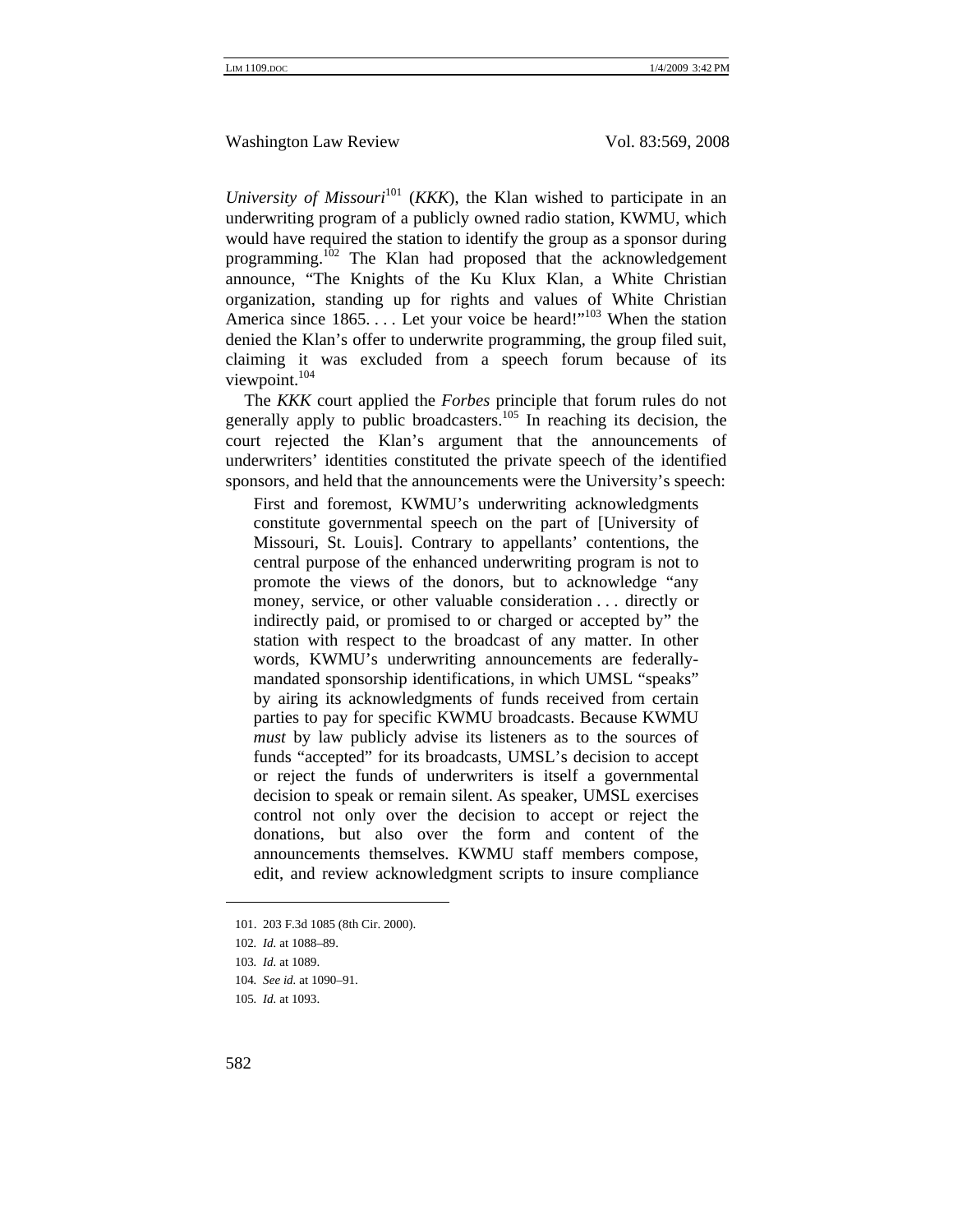*University of Missouri*[101] (*KKK*), the Klan wished to participate in an underwriting program of a publicly owned radio station, KWMU, which would have required the station to identify the group as a sponsor during programming.[102] The Klan had proposed that the acknowledgement announce, "The Knights of the Ku Klux Klan, a White Christian organization, standing up for rights and values of White Christian America since 1865. . . . Let your voice be heard!"[103] When the station denied the Klan's offer to underwrite programming, the group filed suit, claiming it was excluded from a speech forum because of its viewpoint.[104]

The *KKK* court applied the *Forbes* principle that forum rules do not generally apply to public broadcasters.[105] In reaching its decision, the court rejected the Klan's argument that the announcements of underwriters' identities constituted the private speech of the identified sponsors, and held that the announcements were the University's speech:

> First and foremost, KWMU's underwriting acknowledgments constitute governmental speech on the part of [University of Missouri, St. Louis]. Contrary to appellants' contentions, the central purpose of the enhanced underwriting program is not to promote the views of the donors, but to acknowledge "any money, service, or other valuable consideration . . . directly or indirectly paid, or promised to or charged or accepted by" the station with respect to the broadcast of any matter. In other words, KWMU's underwriting announcements are federally-mandated sponsorship identifications, in which UMSL "speaks" by airing its acknowledgments of funds received from certain parties to pay for specific KWMU broadcasts. Because KWMU *must* by law publicly advise its listeners as to the sources of funds "accepted" for its broadcasts, UMSL's decision to accept or reject the funds of underwriters is itself a governmental decision to speak or remain silent. As speaker, UMSL exercises control not only over the decision to accept or reject the donations, but also over the form and content of the announcements themselves. KWMU staff members compose, edit, and review acknowledgment scripts to insure compliance

---

101. 203 F.3d 1085 (8th Cir. 2000).

102. *Id.* at 1088–89.

103. *Id.* at 1089.

104. *See id.* at 1090–91.

105. *Id.* at 1093.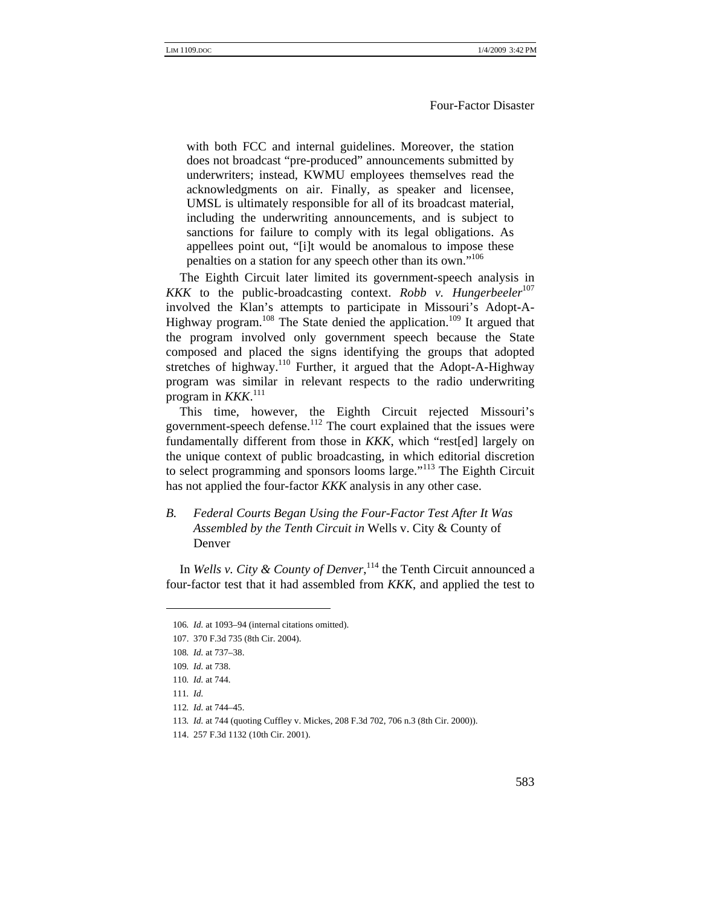> with both FCC and internal guidelines. Moreover, the station does not broadcast "pre-produced" announcements submitted by underwriters; instead, KWMU employees themselves read the acknowledgments on air. Finally, as speaker and licensee, UMSL is ultimately responsible for all of its broadcast material, including the underwriting announcements, and is subject to sanctions for failure to comply with its legal obligations. As appellees point out, "[i]t would be anomalous to impose these penalties on a station for any speech other than its own."[106]

The Eighth Circuit later limited its government-speech analysis in *KKK* to the public-broadcasting context. *Robb v. Hungerbeeler*[107] involved the Klan's attempts to participate in Missouri's Adopt-A-Highway program.[108] The State denied the application.[109] It argued that the program involved only government speech because the State composed and placed the signs identifying the groups that adopted stretches of highway.[110] Further, it argued that the Adopt-A-Highway program was similar in relevant respects to the radio underwriting program in *KKK*.[111]

This time, however, the Eighth Circuit rejected Missouri's government-speech defense.[112] The court explained that the issues were fundamentally different from those in *KKK*, which "rest[ed] largely on the unique context of public broadcasting, in which editorial discretion to select programming and sponsors looms large."[113] The Eighth Circuit has not applied the four-factor *KKK* analysis in any other case.

### *B. Federal Courts Began Using the Four-Factor Test After It Was Assembled by the Tenth Circuit in* Wells v. City & County of Denver

In *Wells v. City & County of Denver*,[114] the Tenth Circuit announced a four-factor test that it had assembled from *KKK*, and applied the test to

---

106. *Id.* at 1093–94 (internal citations omitted).

107. 370 F.3d 735 (8th Cir. 2004).

108. *Id.* at 737–38.

109. *Id.* at 738.

110. *Id.* at 744.

111. *Id.*

112. *Id.* at 744–45.

113. *Id.* at 744 (quoting Cuffley v. Mickes, 208 F.3d 702, 706 n.3 (8th Cir. 2000)).

114. 257 F.3d 1132 (10th Cir. 2001).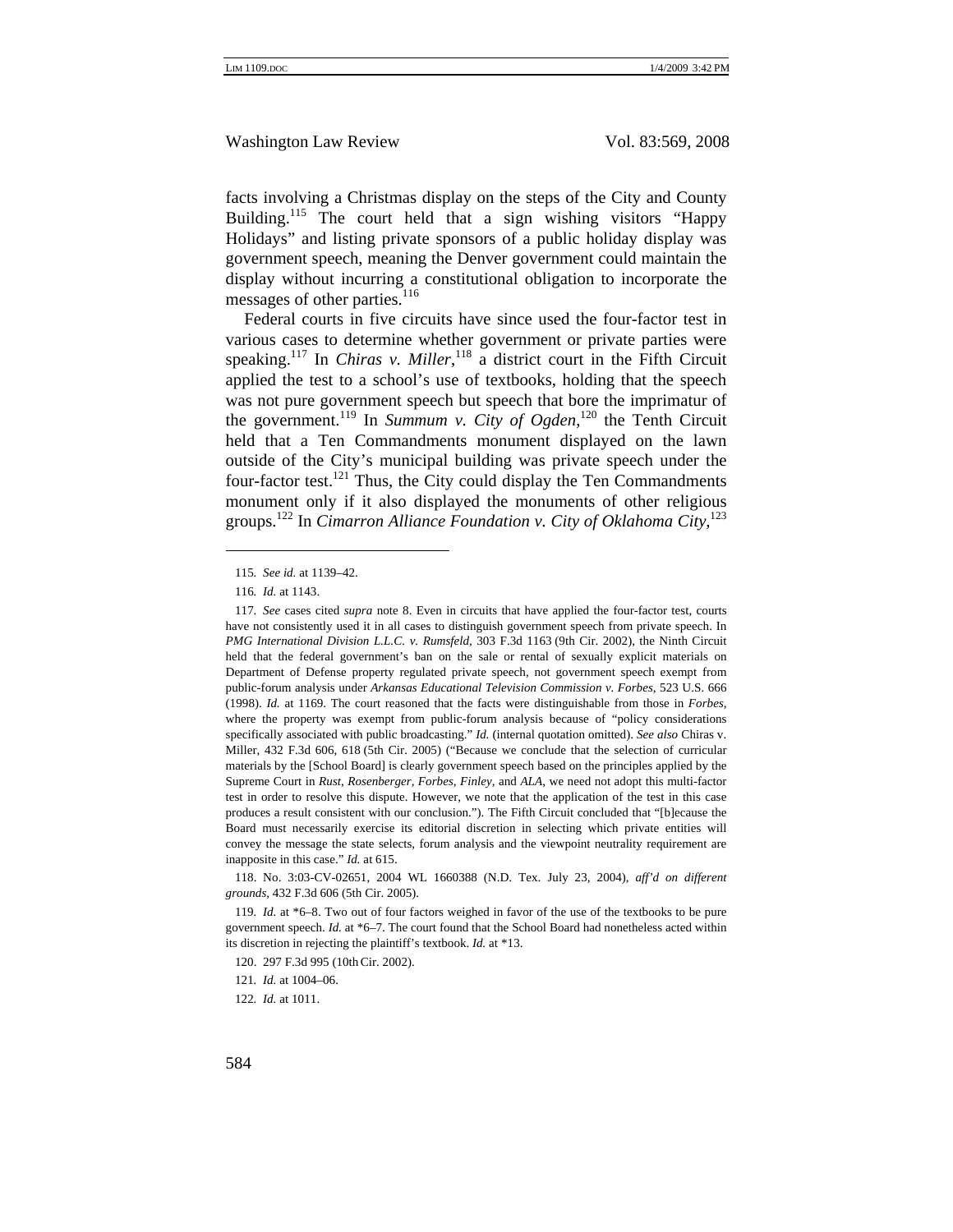facts involving a Christmas display on the steps of the City and County Building.[115] The court held that a sign wishing visitors "Happy Holidays" and listing private sponsors of a public holiday display was government speech, meaning the Denver government could maintain the display without incurring a constitutional obligation to incorporate the messages of other parties.[116]

Federal courts in five circuits have since used the four-factor test in various cases to determine whether government or private parties were speaking.[117] In *Chiras v. Miller*,[118] a district court in the Fifth Circuit applied the test to a school's use of textbooks, holding that the speech was not pure government speech but speech that bore the imprimatur of the government.[119] In *Summum v. City of Ogden*,[120] the Tenth Circuit held that a Ten Commandments monument displayed on the lawn outside of the City's municipal building was private speech under the four-factor test.[121] Thus, the City could display the Ten Commandments monument only if it also displayed the monuments of other religious groups.[122] In *Cimarron Alliance Foundation v. City of Oklahoma City*,[123]

---

115. *See id.* at 1139–42.

116. *Id.* at 1143.

117. *See* cases cited *supra* note 8. Even in circuits that have applied the four-factor test, courts have not consistently used it in all cases to distinguish government speech from private speech. In *PMG International Division L.L.C. v. Rumsfeld*, 303 F.3d 1163 (9th Cir. 2002), the Ninth Circuit held that the federal government's ban on the sale or rental of sexually explicit materials on Department of Defense property regulated private speech, not government speech exempt from public-forum analysis under *Arkansas Educational Television Commission v. Forbes*, 523 U.S. 666 (1998). *Id.* at 1169. The court reasoned that the facts were distinguishable from those in *Forbes*, where the property was exempt from public-forum analysis because of "policy considerations specifically associated with public broadcasting." *Id.* (internal quotation omitted). *See also* Chiras v. Miller, 432 F.3d 606, 618 (5th Cir. 2005) ("Because we conclude that the selection of curricular materials by the [School Board] is clearly government speech based on the principles applied by the Supreme Court in *Rust*, *Rosenberger*, *Forbes*, *Finley*, and *ALA*, we need not adopt this multi-factor test in order to resolve this dispute. However, we note that the application of the test in this case produces a result consistent with our conclusion."). The Fifth Circuit concluded that "[b]ecause the Board must necessarily exercise its editorial discretion in selecting which private entities will convey the message the state selects, forum analysis and the viewpoint neutrality requirement are inapposite in this case." *Id.* at 615.

118. No. 3:03-CV-02651, 2004 WL 1660388 (N.D. Tex. July 23, 2004), *aff'd on different grounds*, 432 F.3d 606 (5th Cir. 2005).

119. *Id.* at \*6–8. Two out of four factors weighed in favor of the use of the textbooks to be pure government speech. *Id.* at \*6–7. The court found that the School Board had nonetheless acted within its discretion in rejecting the plaintiff's textbook. *Id.* at \*13.

120. 297 F.3d 995 (10th Cir. 2002).

121. *Id.* at 1004–06.

122. *Id.* at 1011.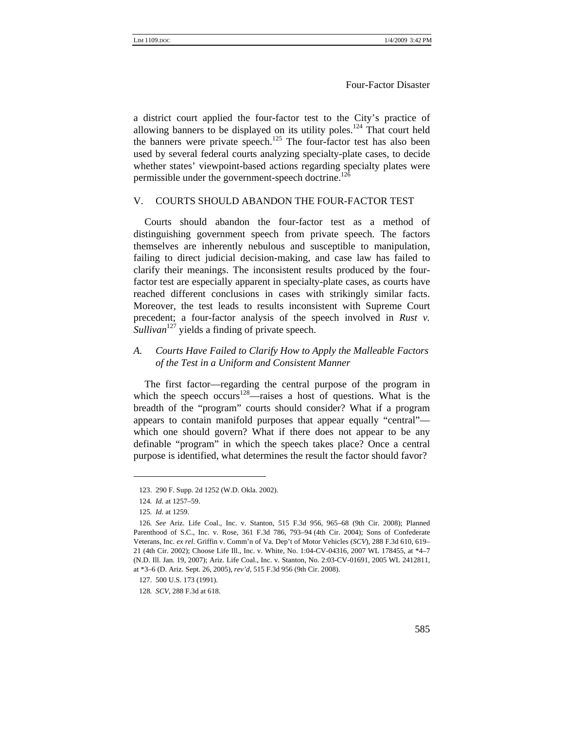a district court applied the four-factor test to the City's practice of allowing banners to be displayed on its utility poles.[124] That court held the banners were private speech.[125] The four-factor test has also been used by several federal courts analyzing specialty-plate cases, to decide whether states' viewpoint-based actions regarding specialty plates were permissible under the government-speech doctrine.[126]

## V. COURTS SHOULD ABANDON THE FOUR-FACTOR TEST

Courts should abandon the four-factor test as a method of distinguishing government speech from private speech. The factors themselves are inherently nebulous and susceptible to manipulation, failing to direct judicial decision-making, and case law has failed to clarify their meanings. The inconsistent results produced by the four-factor test are especially apparent in specialty-plate cases, as courts have reached different conclusions in cases with strikingly similar facts. Moreover, the test leads to results inconsistent with Supreme Court precedent; a four-factor analysis of the speech involved in *Rust v. Sullivan*[127] yields a finding of private speech.

### *A. Courts Have Failed to Clarify How to Apply the Malleable Factors of the Test in a Uniform and Consistent Manner*

The first factor—regarding the central purpose of the program in which the speech occurs[128]—raises a host of questions. What is the breadth of the "program" courts should consider? What if a program appears to contain manifold purposes that appear equally "central"—which one should govern? What if there does not appear to be any definable "program" in which the speech takes place? Once a central purpose is identified, what determines the result the factor should favor?

---

123. 290 F. Supp. 2d 1252 (W.D. Okla. 2002).

124. *Id.* at 1257–59.

125. *Id.* at 1259.

126. *See* Ariz. Life Coal., Inc. v. Stanton, 515 F.3d 956, 965–68 (9th Cir. 2008); Planned Parenthood of S.C., Inc. v. Rose, 361 F.3d 786, 793–94 (4th Cir. 2004); Sons of Confederate Veterans, Inc. *ex rel*. Griffin v. Comm'n of Va. Dep't of Motor Vehicles (*SCV*), 288 F.3d 610, 619–21 (4th Cir. 2002); Choose Life Ill., Inc. v. White, No. 1:04-CV-04316, 2007 WL 178455, at *4–7 (N.D. Ill. Jan. 19, 2007); Ariz. Life Coal., Inc. v. Stanton, No. 2:03-CV-01691, 2005 WL 2412811, at *3–6 (D. Ariz. Sept. 26, 2005), *rev'd*, 515 F.3d 956 (9th Cir. 2008).

127. 500 U.S. 173 (1991).

128. *SCV*, 288 F.3d at 618.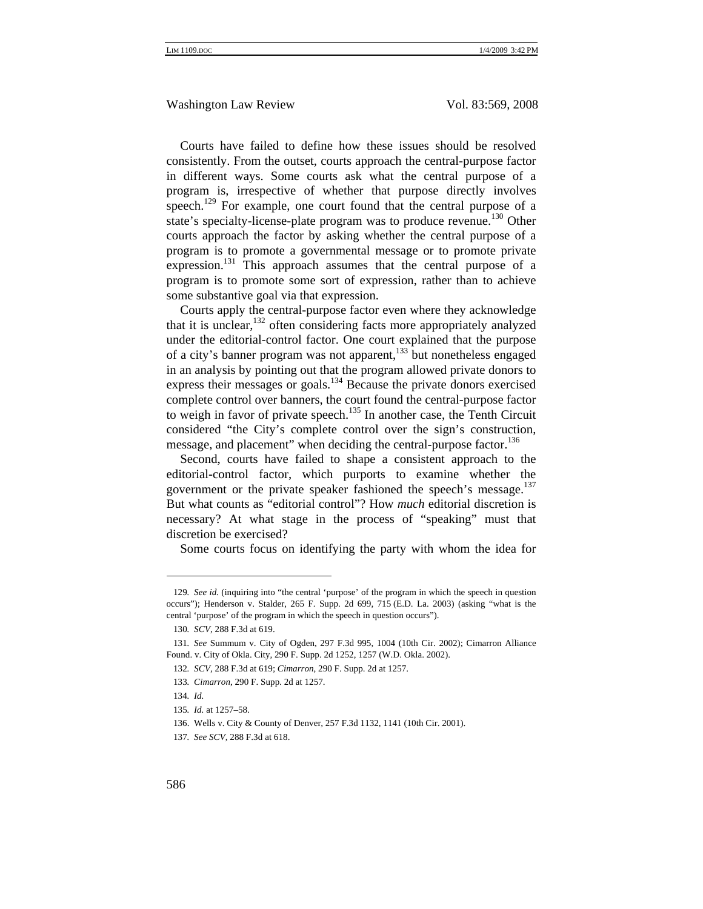Courts have failed to define how these issues should be resolved consistently. From the outset, courts approach the central-purpose factor in different ways. Some courts ask what the central purpose of a program is, irrespective of whether that purpose directly involves speech.[129] For example, one court found that the central purpose of a state's specialty-license-plate program was to produce revenue.[130] Other courts approach the factor by asking whether the central purpose of a program is to promote a governmental message or to promote private expression.[131] This approach assumes that the central purpose of a program is to promote some sort of expression, rather than to achieve some substantive goal via that expression.

Courts apply the central-purpose factor even where they acknowledge that it is unclear,[132] often considering facts more appropriately analyzed under the editorial-control factor. One court explained that the purpose of a city's banner program was not apparent,[133] but nonetheless engaged in an analysis by pointing out that the program allowed private donors to express their messages or goals.[134] Because the private donors exercised complete control over banners, the court found the central-purpose factor to weigh in favor of private speech.[135] In another case, the Tenth Circuit considered "the City's complete control over the sign's construction, message, and placement" when deciding the central-purpose factor.[136]

Second, courts have failed to shape a consistent approach to the editorial-control factor, which purports to examine whether the government or the private speaker fashioned the speech's message.[137] But what counts as "editorial control"? How *much* editorial discretion is necessary? At what stage in the process of "speaking" must that discretion be exercised?

Some courts focus on identifying the party with whom the idea for

---

129. *See id.* (inquiring into "the central 'purpose' of the program in which the speech in question occurs"); Henderson v. Stalder, 265 F. Supp. 2d 699, 715 (E.D. La. 2003) (asking "what is the central 'purpose' of the program in which the speech in question occurs").

130. *SCV*, 288 F.3d at 619.

131. *See* Summum v. City of Ogden, 297 F.3d 995, 1004 (10th Cir. 2002); Cimarron Alliance Found. v. City of Okla. City, 290 F. Supp. 2d 1252, 1257 (W.D. Okla. 2002).

132. *SCV*, 288 F.3d at 619; *Cimarron*, 290 F. Supp. 2d at 1257.

133. *Cimarron*, 290 F. Supp. 2d at 1257.

134. *Id.*

135. *Id.* at 1257–58.

136. Wells v. City & County of Denver, 257 F.3d 1132, 1141 (10th Cir. 2001).

137. *See SCV*, 288 F.3d at 618.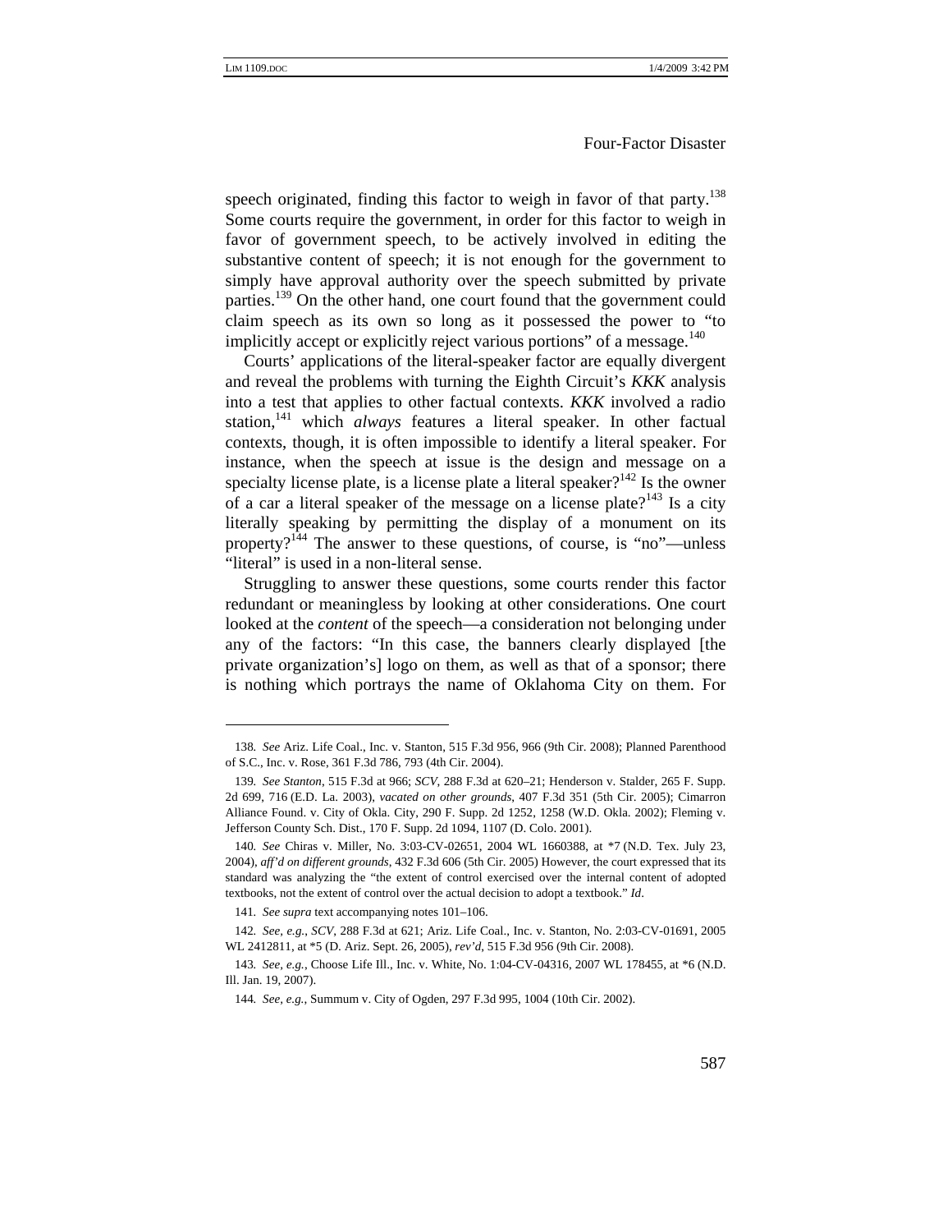speech originated, finding this factor to weigh in favor of that party.[138] Some courts require the government, in order for this factor to weigh in favor of government speech, to be actively involved in editing the substantive content of speech; it is not enough for the government to simply have approval authority over the speech submitted by private parties.[139] On the other hand, one court found that the government could claim speech as its own so long as it possessed the power to "to implicitly accept or explicitly reject various portions" of a message.[140]

Courts' applications of the literal-speaker factor are equally divergent and reveal the problems with turning the Eighth Circuit's *KKK* analysis into a test that applies to other factual contexts. *KKK* involved a radio station,[141] which *always* features a literal speaker. In other factual contexts, though, it is often impossible to identify a literal speaker. For instance, when the speech at issue is the design and message on a specialty license plate, is a license plate a literal speaker?[142] Is the owner of a car a literal speaker of the message on a license plate?[143] Is a city literally speaking by permitting the display of a monument on its property?[144] The answer to these questions, of course, is "no"—unless "literal" is used in a non-literal sense.

Struggling to answer these questions, some courts render this factor redundant or meaningless by looking at other considerations. One court looked at the *content* of the speech—a consideration not belonging under any of the factors: "In this case, the banners clearly displayed [the private organization's] logo on them, as well as that of a sponsor; there is nothing which portrays the name of Oklahoma City on them. For

---

138. *See* Ariz. Life Coal., Inc. v. Stanton, 515 F.3d 956, 966 (9th Cir. 2008); Planned Parenthood of S.C., Inc. v. Rose, 361 F.3d 786, 793 (4th Cir. 2004).

139. *See Stanton*, 515 F.3d at 966; *SCV*, 288 F.3d at 620–21; Henderson v. Stalder, 265 F. Supp. 2d 699, 716 (E.D. La. 2003), *vacated on other grounds*, 407 F.3d 351 (5th Cir. 2005); Cimarron Alliance Found. v. City of Okla. City, 290 F. Supp. 2d 1252, 1258 (W.D. Okla. 2002); Fleming v. Jefferson County Sch. Dist., 170 F. Supp. 2d 1094, 1107 (D. Colo. 2001).

140. *See* Chiras v. Miller, No. 3:03-CV-02651, 2004 WL 1660388, at *7 (N.D. Tex. July 23, 2004), *aff'd on different grounds*, 432 F.3d 606 (5th Cir. 2005) However, the court expressed that its standard was analyzing the "the extent of control exercised over the internal content of adopted textbooks, not the extent of control over the actual decision to adopt a textbook." *Id*.

141. *See supra* text accompanying notes 101–106.

142. *See, e.g.*, *SCV*, 288 F.3d at 621; Ariz. Life Coal., Inc. v. Stanton, No. 2:03-CV-01691, 2005 WL 2412811, at *5 (D. Ariz. Sept. 26, 2005), *rev'd*, 515 F.3d 956 (9th Cir. 2008).

143. *See, e.g.*, Choose Life Ill., Inc. v. White, No. 1:04-CV-04316, 2007 WL 178455, at *6 (N.D. Ill. Jan. 19, 2007).

144. *See, e.g.*, Summum v. City of Ogden, 297 F.3d 995, 1004 (10th Cir. 2002).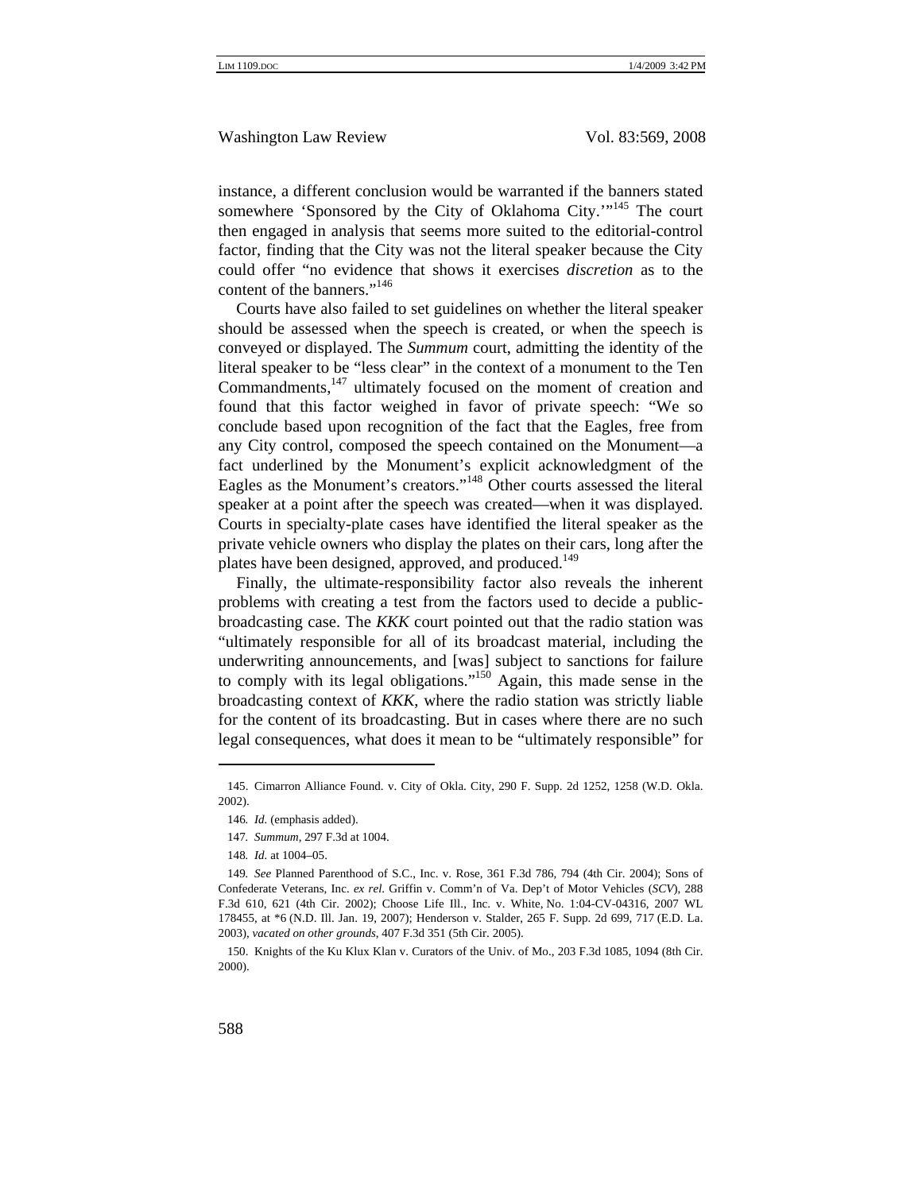instance, a different conclusion would be warranted if the banners stated somewhere 'Sponsored by the City of Oklahoma City.'"[145] The court then engaged in analysis that seems more suited to the editorial-control factor, finding that the City was not the literal speaker because the City could offer "no evidence that shows it exercises *discretion* as to the content of the banners."[146]

Courts have also failed to set guidelines on whether the literal speaker should be assessed when the speech is created, or when the speech is conveyed or displayed. The *Summum* court, admitting the identity of the literal speaker to be "less clear" in the context of a monument to the Ten Commandments,[147] ultimately focused on the moment of creation and found that this factor weighed in favor of private speech: "We so conclude based upon recognition of the fact that the Eagles, free from any City control, composed the speech contained on the Monument—a fact underlined by the Monument's explicit acknowledgment of the Eagles as the Monument's creators."[148] Other courts assessed the literal speaker at a point after the speech was created—when it was displayed. Courts in specialty-plate cases have identified the literal speaker as the private vehicle owners who display the plates on their cars, long after the plates have been designed, approved, and produced.[149]

Finally, the ultimate-responsibility factor also reveals the inherent problems with creating a test from the factors used to decide a public-broadcasting case. The *KKK* court pointed out that the radio station was "ultimately responsible for all of its broadcast material, including the underwriting announcements, and [was] subject to sanctions for failure to comply with its legal obligations."[150] Again, this made sense in the broadcasting context of *KKK*, where the radio station was strictly liable for the content of its broadcasting. But in cases where there are no such legal consequences, what does it mean to be "ultimately responsible" for

---

145. Cimarron Alliance Found. v. City of Okla. City, 290 F. Supp. 2d 1252, 1258 (W.D. Okla. 2002).

146. *Id.* (emphasis added).

147. *Summum*, 297 F.3d at 1004.

148. *Id.* at 1004–05.

149. *See* Planned Parenthood of S.C., Inc. v. Rose, 361 F.3d 786, 794 (4th Cir. 2004); Sons of Confederate Veterans, Inc. *ex rel.* Griffin v. Comm'n of Va. Dep't of Motor Vehicles (*SCV*), 288 F.3d 610, 621 (4th Cir. 2002); Choose Life Ill., Inc. v. White, No. 1:04-CV-04316, 2007 WL 178455, at *6 (N.D. Ill. Jan. 19, 2007); Henderson v. Stalder, 265 F. Supp. 2d 699, 717 (E.D. La. 2003), *vacated on other grounds*, 407 F.3d 351 (5th Cir. 2005).

150. Knights of the Ku Klux Klan v. Curators of the Univ. of Mo., 203 F.3d 1085, 1094 (8th Cir. 2000).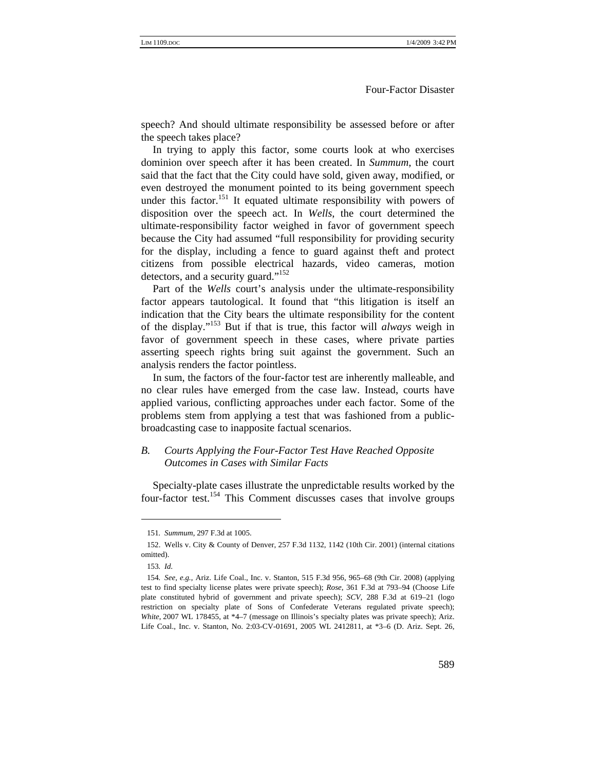speech? And should ultimate responsibility be assessed before or after the speech takes place?

In trying to apply this factor, some courts look at who exercises dominion over speech after it has been created. In *Summum*, the court said that the fact that the City could have sold, given away, modified, or even destroyed the monument pointed to its being government speech under this factor.[151] It equated ultimate responsibility with powers of disposition over the speech act. In *Wells*, the court determined the ultimate-responsibility factor weighed in favor of government speech because the City had assumed "full responsibility for providing security for the display, including a fence to guard against theft and protect citizens from possible electrical hazards, video cameras, motion detectors, and a security guard."[152]

Part of the *Wells* court's analysis under the ultimate-responsibility factor appears tautological. It found that "this litigation is itself an indication that the City bears the ultimate responsibility for the content of the display."[153] But if that is true, this factor will *always* weigh in favor of government speech in these cases, where private parties asserting speech rights bring suit against the government. Such an analysis renders the factor pointless.

In sum, the factors of the four-factor test are inherently malleable, and no clear rules have emerged from the case law. Instead, courts have applied various, conflicting approaches under each factor. Some of the problems stem from applying a test that was fashioned from a public-broadcasting case to inapposite factual scenarios.

### *B. Courts Applying the Four-Factor Test Have Reached Opposite Outcomes in Cases with Similar Facts*

Specialty-plate cases illustrate the unpredictable results worked by the four-factor test.[154] This Comment discusses cases that involve groups

---

151. *Summum*, 297 F.3d at 1005.

152. Wells v. City & County of Denver, 257 F.3d 1132, 1142 (10th Cir. 2001) (internal citations omitted).

153. *Id.*

154. *See, e.g.*, Ariz. Life Coal., Inc. v. Stanton, 515 F.3d 956, 965–68 (9th Cir. 2008) (applying test to find specialty license plates were private speech); *Rose*, 361 F.3d at 793–94 (Choose Life plate constituted hybrid of government and private speech); *SCV*, 288 F.3d at 619–21 (logo restriction on specialty plate of Sons of Confederate Veterans regulated private speech); *White*, 2007 WL 178455, at *4–7 (message on Illinois's specialty plates was private speech); Ariz. Life Coal., Inc. v. Stanton, No. 2:03-CV-01691, 2005 WL 2412811, at *3–6 (D. Ariz. Sept. 26,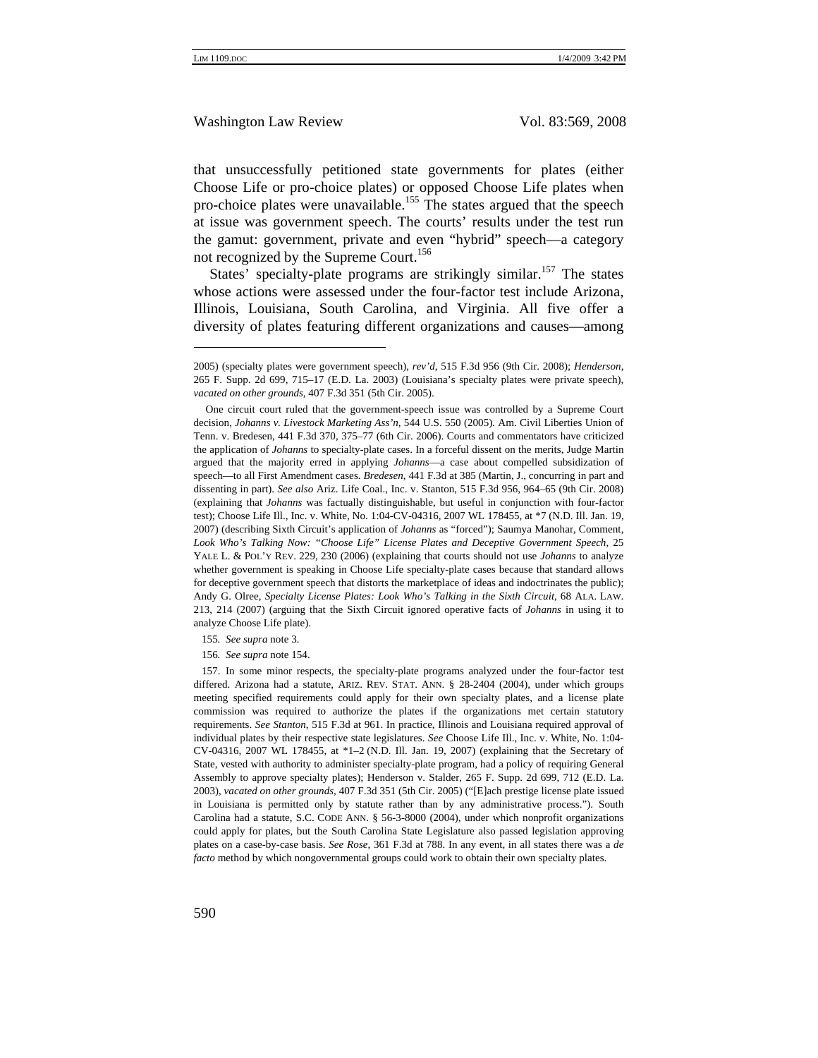that unsuccessfully petitioned state governments for plates (either Choose Life or pro-choice plates) or opposed Choose Life plates when pro-choice plates were unavailable.[155] The states argued that the speech at issue was government speech. The courts' results under the test run the gamut: government, private and even "hybrid" speech—a category not recognized by the Supreme Court.[156]

States' specialty-plate programs are strikingly similar.[157] The states whose actions were assessed under the four-factor test include Arizona, Illinois, Louisiana, South Carolina, and Virginia. All five offer a diversity of plates featuring different organizations and causes—among

---

2005) (specialty plates were government speech), *rev'd*, 515 F.3d 956 (9th Cir. 2008); *Henderson*, 265 F. Supp. 2d 699, 715–17 (E.D. La. 2003) (Louisiana's specialty plates were private speech), *vacated on other grounds*, 407 F.3d 351 (5th Cir. 2005).

One circuit court ruled that the government-speech issue was controlled by a Supreme Court decision, *Johanns v. Livestock Marketing Ass'n*, 544 U.S. 550 (2005). Am. Civil Liberties Union of Tenn. v. Bredesen, 441 F.3d 370, 375–77 (6th Cir. 2006). Courts and commentators have criticized the application of *Johanns* to specialty-plate cases. In a forceful dissent on the merits, Judge Martin argued that the majority erred in applying *Johanns*—a case about compelled subsidization of speech—to all First Amendment cases. *Bredesen*, 441 F.3d at 385 (Martin, J., concurring in part and dissenting in part). *See also* Ariz. Life Coal., Inc. v. Stanton, 515 F.3d 956, 964–65 (9th Cir. 2008) (explaining that *Johanns* was factually distinguishable, but useful in conjunction with four-factor test); Choose Life Ill., Inc. v. White, No. 1:04-CV-04316, 2007 WL 178455, at *7 (N.D. Ill. Jan. 19, 2007) (describing Sixth Circuit's application of *Johanns* as "forced"); Saumya Manohar, Comment, *Look Who's Talking Now: "Choose Life" License Plates and Deceptive Government Speech*, 25 YALE L. & POL'Y REV. 229, 230 (2006) (explaining that courts should not use *Johanns* to analyze whether government is speaking in Choose Life specialty-plate cases because that standard allows for deceptive government speech that distorts the marketplace of ideas and indoctrinates the public); Andy G. Olree, *Specialty License Plates: Look Who's Talking in the Sixth Circuit*, 68 ALA. LAW. 213, 214 (2007) (arguing that the Sixth Circuit ignored operative facts of *Johanns* in using it to analyze Choose Life plate).

155. *See supra* note 3.

156. *See supra* note 154.

157. In some minor respects, the specialty-plate programs analyzed under the four-factor test differed. Arizona had a statute, ARIZ. REV. STAT. ANN. § 28-2404 (2004), under which groups meeting specified requirements could apply for their own specialty plates, and a license plate commission was required to authorize the plates if the organizations met certain statutory requirements. *See Stanton*, 515 F.3d at 961. In practice, Illinois and Louisiana required approval of individual plates by their respective state legislatures. *See* Choose Life Ill., Inc. v. White, No. 1:04-CV-04316, 2007 WL 178455, at *1–2 (N.D. Ill. Jan. 19, 2007) (explaining that the Secretary of State, vested with authority to administer specialty-plate program, had a policy of requiring General Assembly to approve specialty plates); Henderson v. Stalder, 265 F. Supp. 2d 699, 712 (E.D. La. 2003), *vacated on other grounds*, 407 F.3d 351 (5th Cir. 2005) ("[E]ach prestige license plate issued in Louisiana is permitted only by statute rather than by any administrative process."). South Carolina had a statute, S.C. CODE ANN. § 56-3-8000 (2004), under which nonprofit organizations could apply for plates, but the South Carolina State Legislature also passed legislation approving plates on a case-by-case basis. *See Rose*, 361 F.3d at 788. In any event, in all states there was a *de facto* method by which nongovernmental groups could work to obtain their own specialty plates.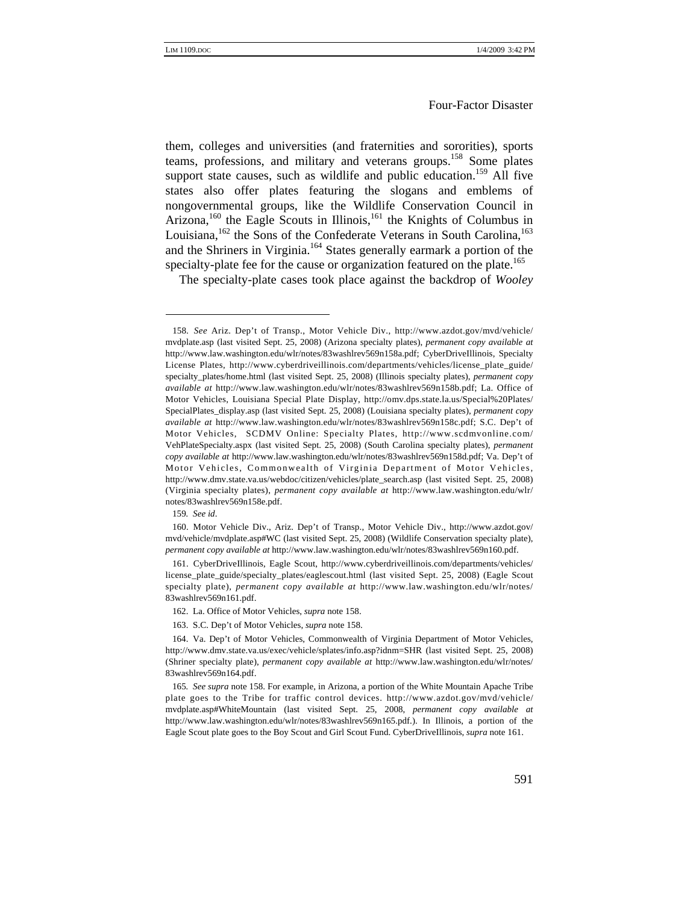them, colleges and universities (and fraternities and sororities), sports teams, professions, and military and veterans groups.[158] Some plates support state causes, such as wildlife and public education.[159] All five states also offer plates featuring the slogans and emblems of nongovernmental groups, like the Wildlife Conservation Council in Arizona,[160] the Eagle Scouts in Illinois,[161] the Knights of Columbus in Louisiana,[162] the Sons of the Confederate Veterans in South Carolina,[163] and the Shriners in Virginia.[164] States generally earmark a portion of the specialty-plate fee for the cause or organization featured on the plate.[165]

The specialty-plate cases took place against the backdrop of *Wooley*

---

158. *See* Ariz. Dep't of Transp., Motor Vehicle Div., http://www.azdot.gov/mvd/vehicle/mvdplate.asp (last visited Sept. 25, 2008) (Arizona specialty plates), *permanent copy available at* http://www.law.washington.edu/wlr/notes/83washlrev569n158a.pdf; CyberDriveIllinois, Specialty License Plates, http://www.cyberdriveillinois.com/departments/vehicles/license_plate_guide/specialty_plates/home.html (last visited Sept. 25, 2008) (Illinois specialty plates), *permanent copy available at* http://www.law.washington.edu/wlr/notes/83washlrev569n158b.pdf; La. Office of Motor Vehicles, Louisiana Special Plate Display, http://omv.dps.state.la.us/Special%20Plates/SpecialPlates_display.asp (last visited Sept. 25, 2008) (Louisiana specialty plates), *permanent copy available at* http://www.law.washington.edu/wlr/notes/83washlrev569n158c.pdf; S.C. Dep't of Motor Vehicles, SCDMV Online: Specialty Plates, http://www.scdmvonline.com/VehPlateSpecialty.aspx (last visited Sept. 25, 2008) (South Carolina specialty plates), *permanent copy available at* http://www.law.washington.edu/wlr/notes/83washlrev569n158d.pdf; Va. Dep't of Motor Vehicles, Commonwealth of Virginia Department of Motor Vehicles, http://www.dmv.state.va.us/webdoc/citizen/vehicles/plate_search.asp (last visited Sept. 25, 2008) (Virginia specialty plates), *permanent copy available at* http://www.law.washington.edu/wlr/notes/83washlrev569n158e.pdf.

159. *See id*.

160. Motor Vehicle Div., Ariz. Dep't of Transp., Motor Vehicle Div., http://www.azdot.gov/mvd/vehicle/mvdplate.asp#WC (last visited Sept. 25, 2008) (Wildlife Conservation specialty plate), *permanent copy available at* http://www.law.washington.edu/wlr/notes/83washlrev569n160.pdf.

161. CyberDriveIllinois, Eagle Scout, http://www.cyberdriveillinois.com/departments/vehicles/license_plate_guide/specialty_plates/eaglescout.html (last visited Sept. 25, 2008) (Eagle Scout specialty plate), *permanent copy available at* http://www.law.washington.edu/wlr/notes/83washlrev569n161.pdf.

162. La. Office of Motor Vehicles, *supra* note 158.

163. S.C. Dep't of Motor Vehicles, *supra* note 158.

164. Va. Dep't of Motor Vehicles, Commonwealth of Virginia Department of Motor Vehicles, http://www.dmv.state.va.us/exec/vehicle/splates/info.asp?idnm=SHR (last visited Sept. 25, 2008) (Shriner specialty plate), *permanent copy available at* http://www.law.washington.edu/wlr/notes/83washlrev569n164.pdf.

165. *See supra* note 158. For example, in Arizona, a portion of the White Mountain Apache Tribe plate goes to the Tribe for traffic control devices. http://www.azdot.gov/mvd/vehicle/mvdplate.asp#WhiteMountain (last visited Sept. 25, 2008, *permanent copy available at* http://www.law.washington.edu/wlr/notes/83washlrev569n165.pdf.). In Illinois, a portion of the Eagle Scout plate goes to the Boy Scout and Girl Scout Fund. CyberDriveIllinois, *supra* note 161.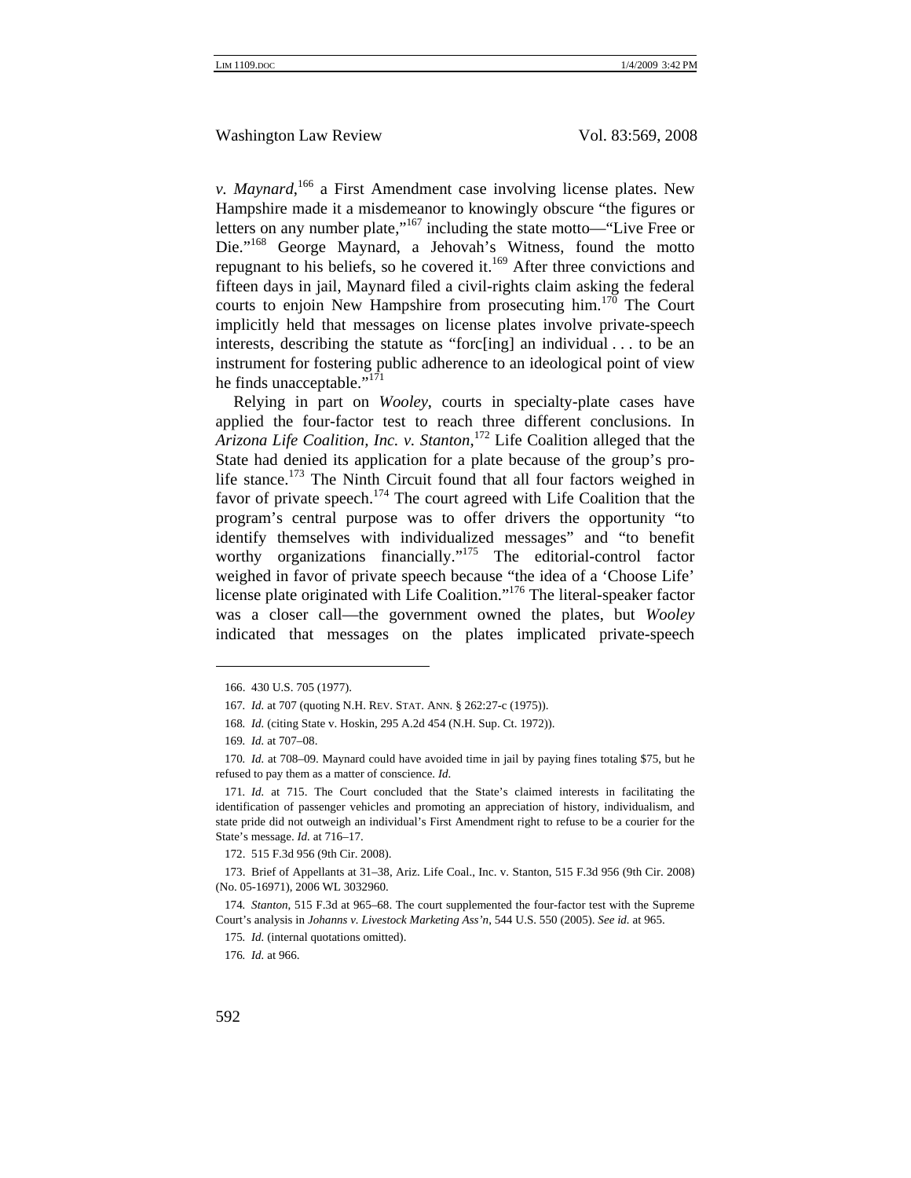*v. Maynard*,[166] a First Amendment case involving license plates. New Hampshire made it a misdemeanor to knowingly obscure "the figures or letters on any number plate,"[167] including the state motto—"Live Free or Die."[168] George Maynard, a Jehovah's Witness, found the motto repugnant to his beliefs, so he covered it.[169] After three convictions and fifteen days in jail, Maynard filed a civil-rights claim asking the federal courts to enjoin New Hampshire from prosecuting him.[170] The Court implicitly held that messages on license plates involve private-speech interests, describing the statute as "forc[ing] an individual . . . to be an instrument for fostering public adherence to an ideological point of view he finds unacceptable."[171]

Relying in part on *Wooley*, courts in specialty-plate cases have applied the four-factor test to reach three different conclusions. In *Arizona Life Coalition, Inc. v. Stanton*,[172] Life Coalition alleged that the State had denied its application for a plate because of the group's pro-life stance.[173] The Ninth Circuit found that all four factors weighed in favor of private speech.[174] The court agreed with Life Coalition that the program's central purpose was to offer drivers the opportunity "to identify themselves with individualized messages" and "to benefit worthy organizations financially."[175] The editorial-control factor weighed in favor of private speech because "the idea of a 'Choose Life' license plate originated with Life Coalition."[176] The literal-speaker factor was a closer call—the government owned the plates, but *Wooley* indicated that messages on the plates implicated private-speech

---

166. 430 U.S. 705 (1977).

167. *Id.* at 707 (quoting N.H. REV. STAT. ANN. § 262:27-c (1975)).

168. *Id.* (citing State v. Hoskin, 295 A.2d 454 (N.H. Sup. Ct. 1972)).

169. *Id.* at 707–08.

170. *Id.* at 708–09. Maynard could have avoided time in jail by paying fines totaling $75, but he refused to pay them as a matter of conscience. *Id.*

171. *Id.* at 715. The Court concluded that the State's claimed interests in facilitating the identification of passenger vehicles and promoting an appreciation of history, individualism, and state pride did not outweigh an individual's First Amendment right to refuse to be a courier for the State's message. *Id.* at 716–17.

172. 515 F.3d 956 (9th Cir. 2008).

173. Brief of Appellants at 31–38, Ariz. Life Coal., Inc. v. Stanton, 515 F.3d 956 (9th Cir. 2008) (No. 05-16971), 2006 WL 3032960.

174. *Stanton*, 515 F.3d at 965–68. The court supplemented the four-factor test with the Supreme Court's analysis in *Johanns v. Livestock Marketing Ass'n*, 544 U.S. 550 (2005). *See id.* at 965.

175. *Id.* (internal quotations omitted).

176. *Id.* at 966.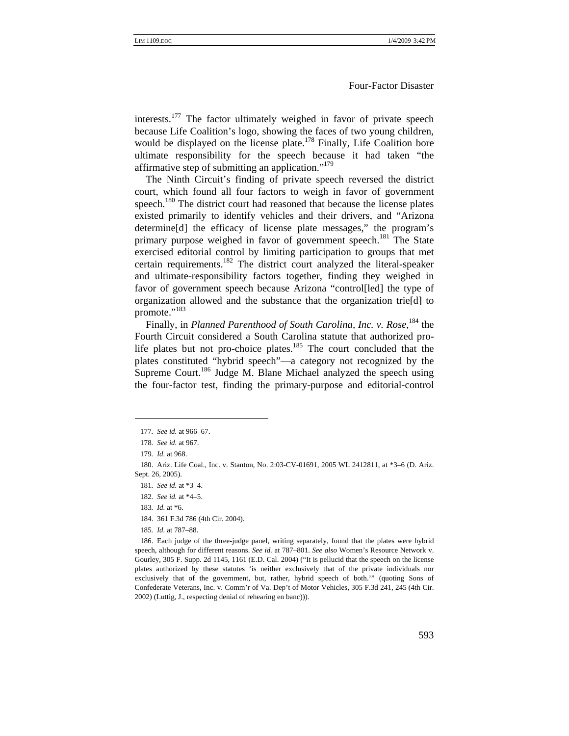interests.[177] The factor ultimately weighed in favor of private speech because Life Coalition's logo, showing the faces of two young children, would be displayed on the license plate.[178] Finally, Life Coalition bore ultimate responsibility for the speech because it had taken "the affirmative step of submitting an application."[179]

The Ninth Circuit's finding of private speech reversed the district court, which found all four factors to weigh in favor of government speech.[180] The district court had reasoned that because the license plates existed primarily to identify vehicles and their drivers, and "Arizona determine[d] the efficacy of license plate messages," the program's primary purpose weighed in favor of government speech.[181] The State exercised editorial control by limiting participation to groups that met certain requirements.[182] The district court analyzed the literal-speaker and ultimate-responsibility factors together, finding they weighed in favor of government speech because Arizona "control[led] the type of organization allowed and the substance that the organization trie[d] to promote."[183]

Finally, in *Planned Parenthood of South Carolina, Inc. v. Rose*,[184] the Fourth Circuit considered a South Carolina statute that authorized pro-life plates but not pro-choice plates.[185] The court concluded that the plates constituted "hybrid speech"—a category not recognized by the Supreme Court.[186] Judge M. Blane Michael analyzed the speech using the four-factor test, finding the primary-purpose and editorial-control

---

177. *See id.* at 966–67.

178. *See id.* at 967.

179. *Id.* at 968.

180. Ariz. Life Coal., Inc. v. Stanton, No. 2:03-CV-01691, 2005 WL 2412811, at *3–6 (D. Ariz. Sept. 26, 2005).

181. *See id.* at *3–4.

182. *See id.* at *4–5.

183. *Id.* at *6.

184. 361 F.3d 786 (4th Cir. 2004).

185. *Id.* at 787–88.

186. Each judge of the three-judge panel, writing separately, found that the plates were hybrid speech, although for different reasons. *See id.* at 787–801. *See also* Women's Resource Network v. Gourley, 305 F. Supp. 2d 1145, 1161 (E.D. Cal. 2004) ("It is pellucid that the speech on the license plates authorized by these statutes 'is neither exclusively that of the private individuals nor exclusively that of the government, but, rather, hybrid speech of both.'" (quoting Sons of Confederate Veterans, Inc. v. Comm'r of Va. Dep't of Motor Vehicles, 305 F.3d 241, 245 (4th Cir. 2002) (Luttig, J., respecting denial of rehearing en banc))).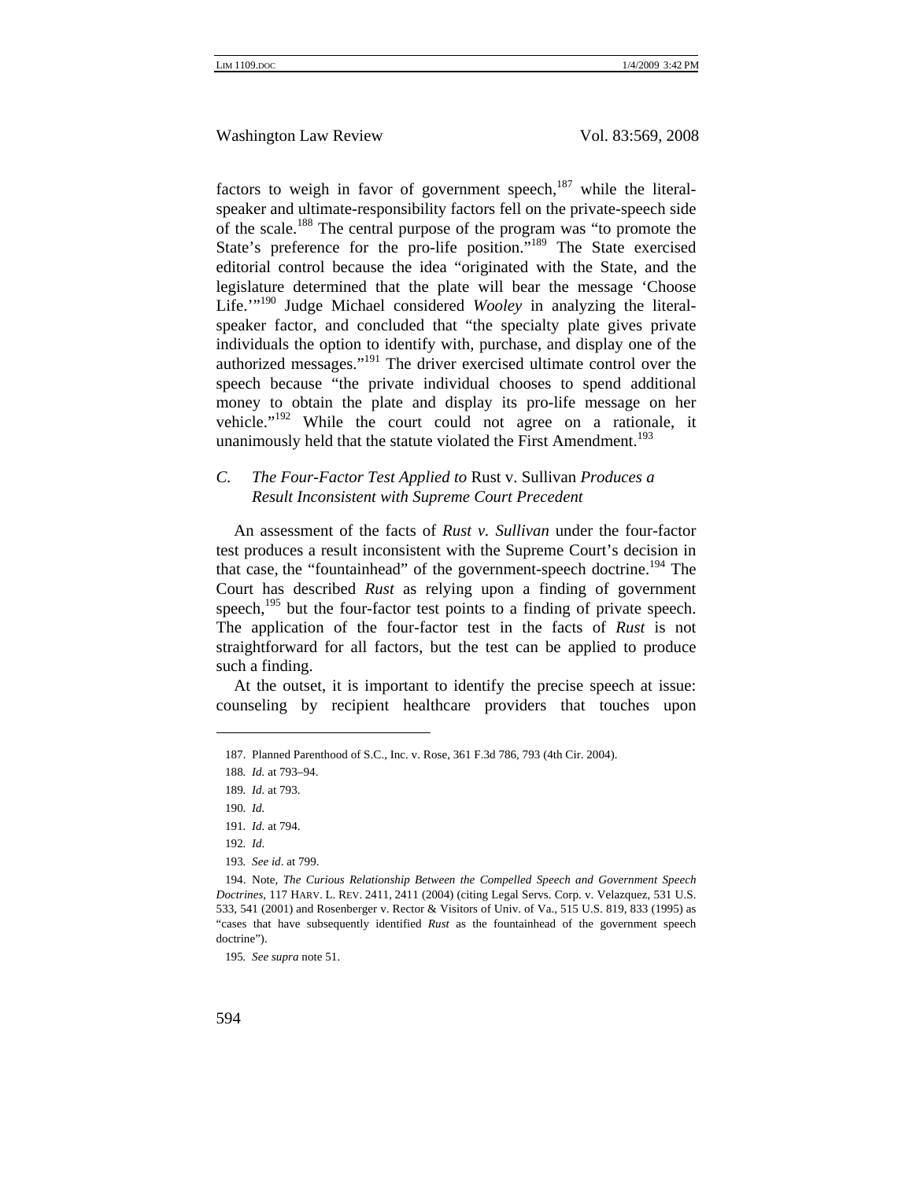factors to weigh in favor of government speech,[187] while the literal-speaker and ultimate-responsibility factors fell on the private-speech side of the scale.[188] The central purpose of the program was "to promote the State's preference for the pro-life position."[189] The State exercised editorial control because the idea "originated with the State, and the legislature determined that the plate will bear the message 'Choose Life.'"[190] Judge Michael considered *Wooley* in analyzing the literal-speaker factor, and concluded that "the specialty plate gives private individuals the option to identify with, purchase, and display one of the authorized messages."[191] The driver exercised ultimate control over the speech because "the private individual chooses to spend additional money to obtain the plate and display its pro-life message on her vehicle."[192] While the court could not agree on a rationale, it unanimously held that the statute violated the First Amendment.[193]

### C. *The Four-Factor Test Applied to* Rust v. Sullivan *Produces a Result Inconsistent with Supreme Court Precedent*

An assessment of the facts of *Rust v. Sullivan* under the four-factor test produces a result inconsistent with the Supreme Court's decision in that case, the "fountainhead" of the government-speech doctrine.[194] The Court has described *Rust* as relying upon a finding of government speech,[195] but the four-factor test points to a finding of private speech. The application of the four-factor test in the facts of *Rust* is not straightforward for all factors, but the test can be applied to produce such a finding.

At the outset, it is important to identify the precise speech at issue: counseling by recipient healthcare providers that touches upon

---

187. Planned Parenthood of S.C., Inc. v. Rose, 361 F.3d 786, 793 (4th Cir. 2004).

188. *Id.* at 793–94.

189. *Id.* at 793.

190. *Id.*

191. *Id.* at 794.

192. *Id.*

193. *See id*. at 799.

194. Note, *The Curious Relationship Between the Compelled Speech and Government Speech Doctrines*, 117 HARV. L. REV. 2411, 2411 (2004) (citing Legal Servs. Corp. v. Velazquez, 531 U.S. 533, 541 (2001) and Rosenberger v. Rector & Visitors of Univ. of Va., 515 U.S. 819, 833 (1995) as "cases that have subsequently identified *Rust* as the fountainhead of the government speech doctrine").

195. *See supra* note 51.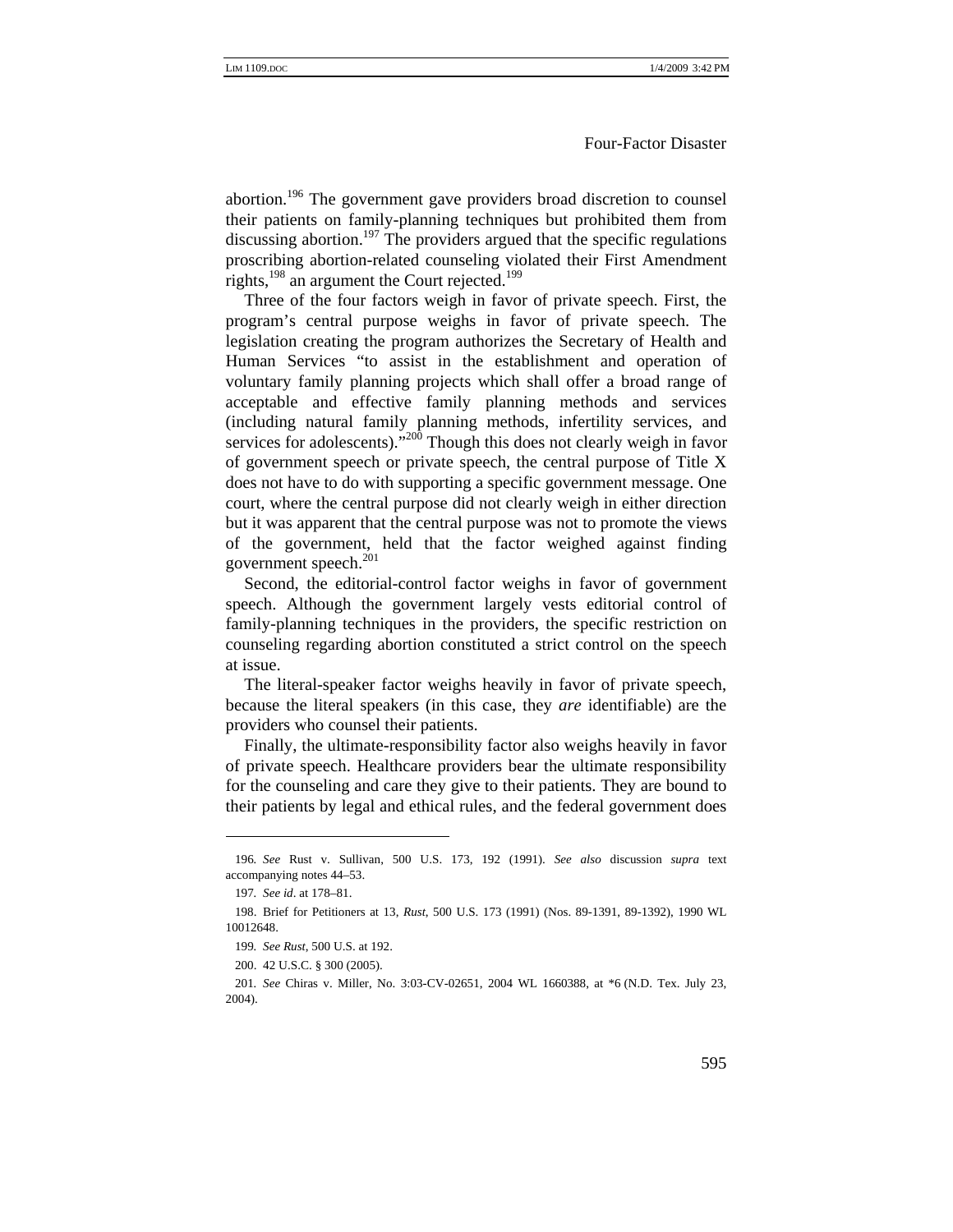abortion.[196] The government gave providers broad discretion to counsel their patients on family-planning techniques but prohibited them from discussing abortion.[197] The providers argued that the specific regulations proscribing abortion-related counseling violated their First Amendment rights,[198] an argument the Court rejected.[199]

Three of the four factors weigh in favor of private speech. First, the program's central purpose weighs in favor of private speech. The legislation creating the program authorizes the Secretary of Health and Human Services "to assist in the establishment and operation of voluntary family planning projects which shall offer a broad range of acceptable and effective family planning methods and services (including natural family planning methods, infertility services, and services for adolescents)."[200] Though this does not clearly weigh in favor of government speech or private speech, the central purpose of Title X does not have to do with supporting a specific government message. One court, where the central purpose did not clearly weigh in either direction but it was apparent that the central purpose was not to promote the views of the government, held that the factor weighed against finding government speech.[201]

Second, the editorial-control factor weighs in favor of government speech. Although the government largely vests editorial control of family-planning techniques in the providers, the specific restriction on counseling regarding abortion constituted a strict control on the speech at issue.

The literal-speaker factor weighs heavily in favor of private speech, because the literal speakers (in this case, they *are* identifiable) are the providers who counsel their patients.

Finally, the ultimate-responsibility factor also weighs heavily in favor of private speech. Healthcare providers bear the ultimate responsibility for the counseling and care they give to their patients. They are bound to their patients by legal and ethical rules, and the federal government does

---

196. *See* Rust v. Sullivan, 500 U.S. 173, 192 (1991). *See also* discussion *supra* text accompanying notes 44–53.

197. *See id*. at 178–81.

198. Brief for Petitioners at 13, *Rust*, 500 U.S. 173 (1991) (Nos. 89-1391, 89-1392), 1990 WL 10012648.

199. *See Rust*, 500 U.S. at 192.

200. 42 U.S.C. § 300 (2005).

201. *See* Chiras v. Miller, No. 3:03-CV-02651, 2004 WL 1660388, at *6 (N.D. Tex. July 23, 2004).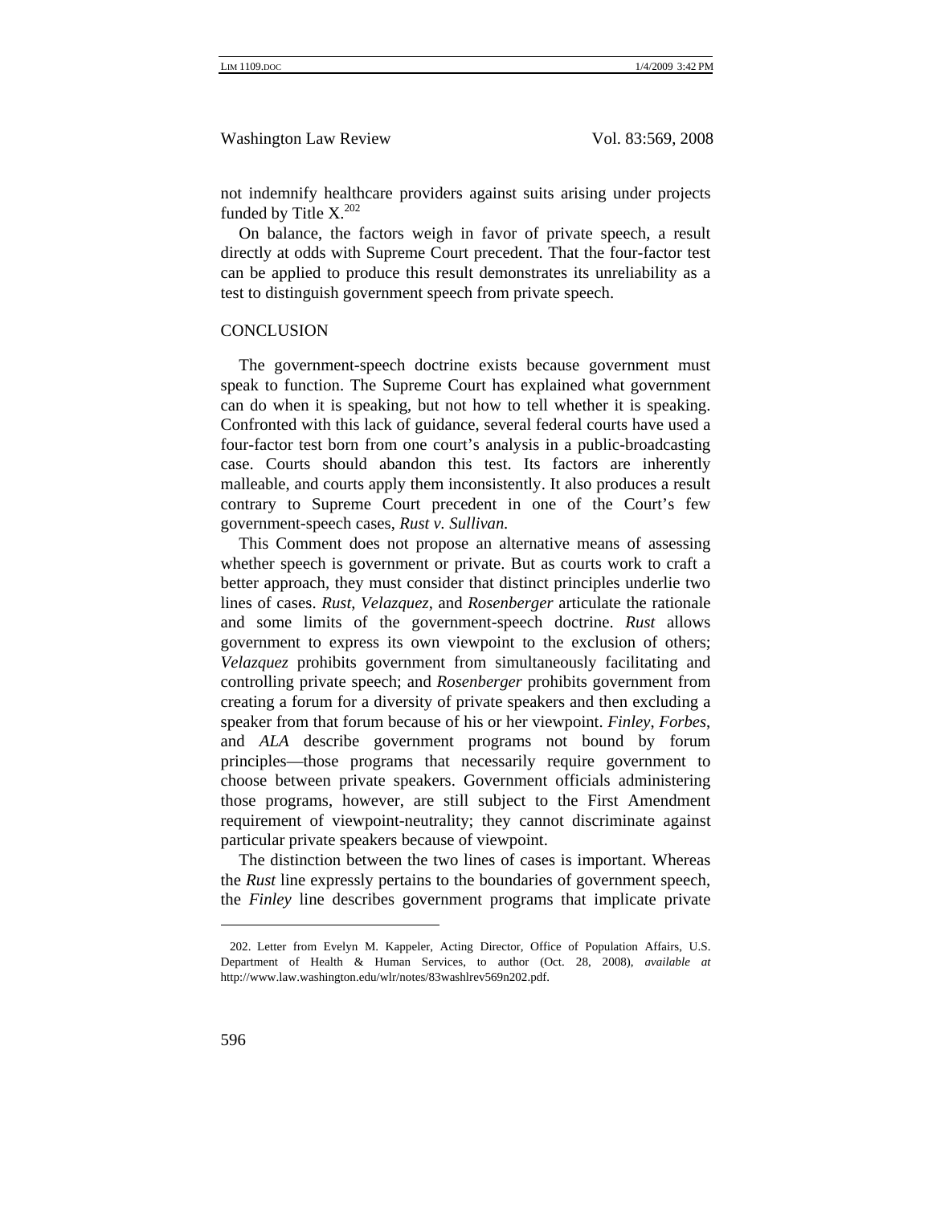not indemnify healthcare providers against suits arising under projects funded by Title X.[202]

On balance, the factors weigh in favor of private speech, a result directly at odds with Supreme Court precedent. That the four-factor test can be applied to produce this result demonstrates its unreliability as a test to distinguish government speech from private speech.

## CONCLUSION

The government-speech doctrine exists because government must speak to function. The Supreme Court has explained what government can do when it is speaking, but not how to tell whether it is speaking. Confronted with this lack of guidance, several federal courts have used a four-factor test born from one court's analysis in a public-broadcasting case. Courts should abandon this test. Its factors are inherently malleable, and courts apply them inconsistently. It also produces a result contrary to Supreme Court precedent in one of the Court's few government-speech cases, *Rust v. Sullivan.*

This Comment does not propose an alternative means of assessing whether speech is government or private. But as courts work to craft a better approach, they must consider that distinct principles underlie two lines of cases. *Rust*, *Velazquez*, and *Rosenberger* articulate the rationale and some limits of the government-speech doctrine. *Rust* allows government to express its own viewpoint to the exclusion of others; *Velazquez* prohibits government from simultaneously facilitating and controlling private speech; and *Rosenberger* prohibits government from creating a forum for a diversity of private speakers and then excluding a speaker from that forum because of his or her viewpoint. *Finley*, *Forbes*, and *ALA* describe government programs not bound by forum principles—those programs that necessarily require government to choose between private speakers. Government officials administering those programs, however, are still subject to the First Amendment requirement of viewpoint-neutrality; they cannot discriminate against particular private speakers because of viewpoint.

The distinction between the two lines of cases is important. Whereas the *Rust* line expressly pertains to the boundaries of government speech, the *Finley* line describes government programs that implicate private

---

202. Letter from Evelyn M. Kappeler, Acting Director, Office of Population Affairs, U.S. Department of Health & Human Services, to author (Oct. 28, 2008), *available at* http://www.law.washington.edu/wlr/notes/83washlrev569n202.pdf.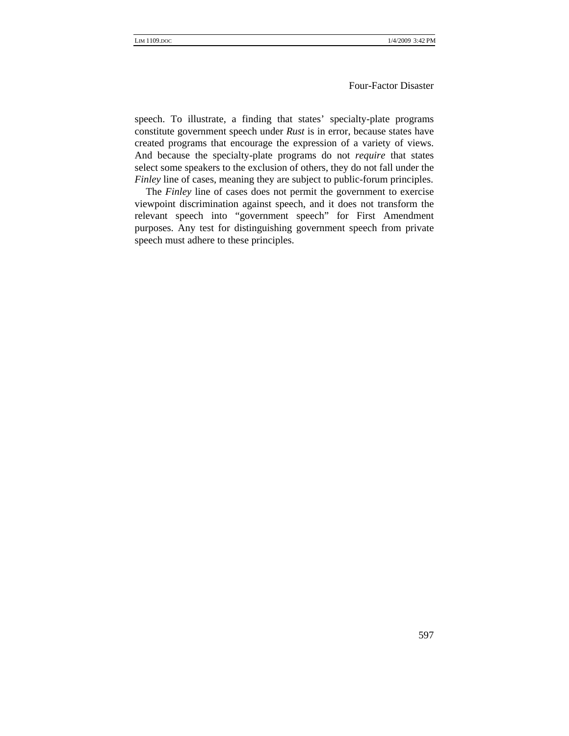speech. To illustrate, a finding that states' specialty-plate programs constitute government speech under *Rust* is in error, because states have created programs that encourage the expression of a variety of views. And because the specialty-plate programs do not *require* that states select some speakers to the exclusion of others, they do not fall under the *Finley* line of cases, meaning they are subject to public-forum principles.

The *Finley* line of cases does not permit the government to exercise viewpoint discrimination against speech, and it does not transform the relevant speech into "government speech" for First Amendment purposes. Any test for distinguishing government speech from private speech must adhere to these principles.